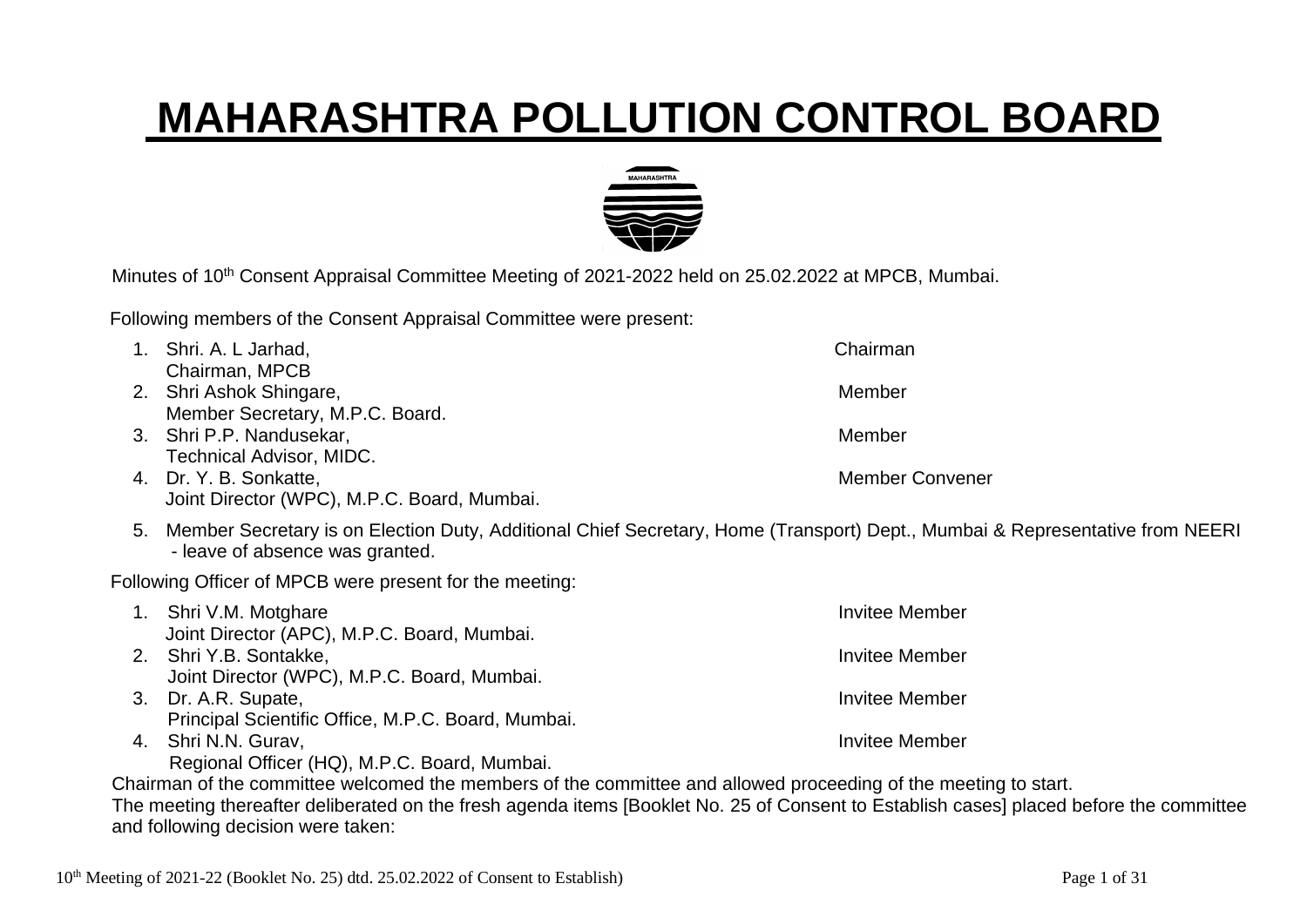# MAHARASHTRA POLLUTION CONTROL BOARD

Minutes of 10th Consent Appraisal Committee Meeting of 2021-2022 held on 25.02.2022 at MPCB, Mumbai.

Following members of the Consent Appraisal Committee were present:

1. Shri. A. L Jarhad, Chairman, MPCB — Chairman
2. Shri Ashok Shingare, Member Secretary, M.P.C. Board. — Member
3. Shri P.P. Nandusekar, Technical Advisor, MIDC. — Member
4. Dr. Y. B. Sonkatte, Joint Director (WPC), M.P.C. Board, Mumbai. — Member Convener
5. Member Secretary is on Election Duty, Additional Chief Secretary, Home (Transport) Dept., Mumbai & Representative from NEERI - leave of absence was granted.

Following Officer of MPCB were present for the meeting:

1. Shri V.M. Motghare, Joint Director (APC), M.P.C. Board, Mumbai. — Invitee Member
2. Shri Y.B. Sontakke, Joint Director (WPC), M.P.C. Board, Mumbai. — Invitee Member
3. Dr. A.R. Supate, Principal Scientific Office, M.P.C. Board, Mumbai. — Invitee Member
4. Shri N.N. Gurav, Regional Officer (HQ), M.P.C. Board, Mumbai. — Invitee Member

Chairman of the committee welcomed the members of the committee and allowed proceeding of the meeting to start.

The meeting thereafter deliberated on the fresh agenda items [Booklet No. 25 of Consent to Establish cases] placed before the committee and following decision were taken: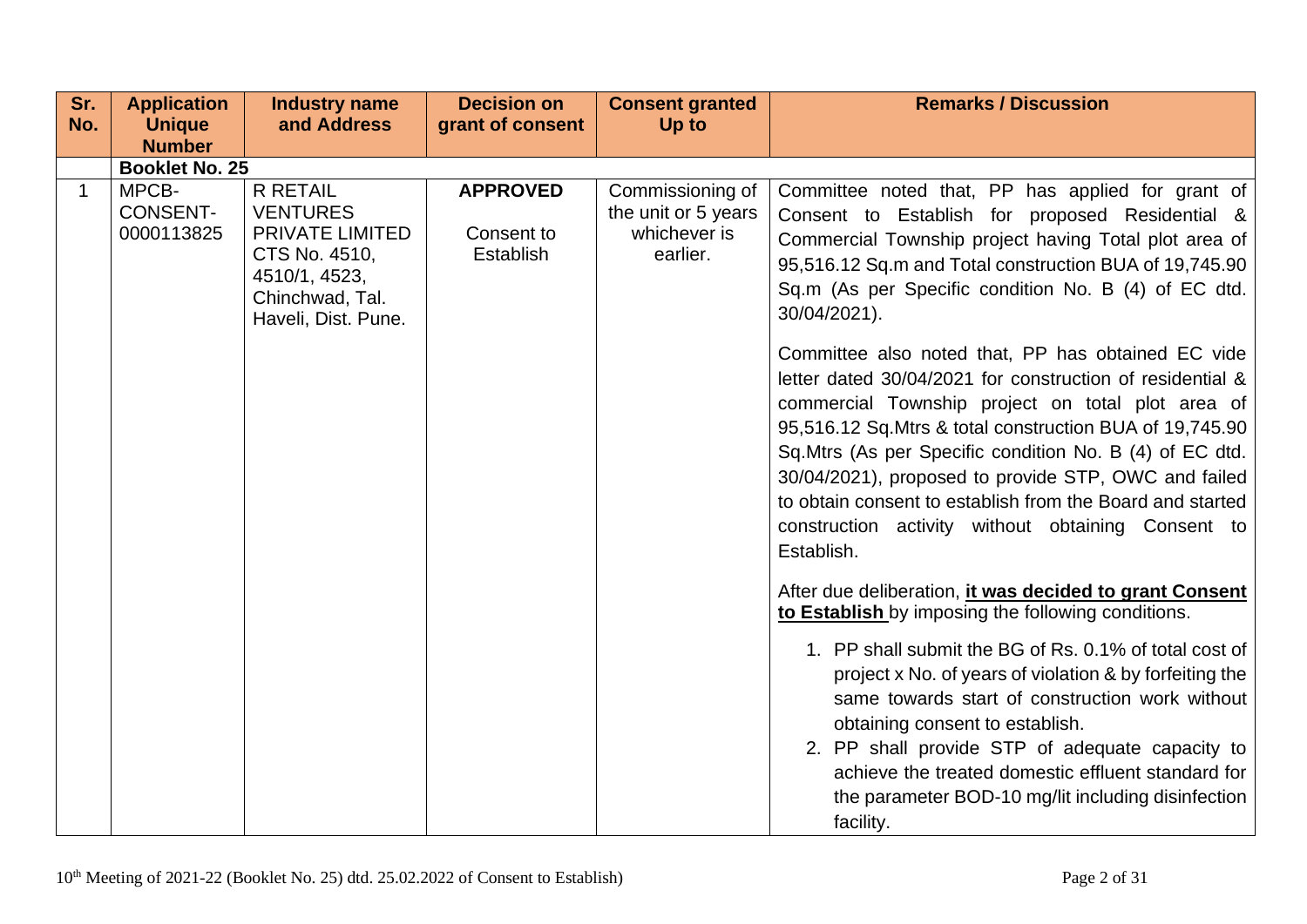| Sr. No. | Application Unique Number | Industry name and Address | Decision on grant of consent | Consent granted Up to | Remarks / Discussion |
|---|---|---|---|---|---|
| | **Booklet No. 25** | | | | |
| 1 | MPCB-CONSENT-0000113825 | R RETAIL VENTURES PRIVATE LIMITED CTS No. 4510, 4510/1, 4523, Chinchwad, Tal. Haveli, Dist. Pune. | **APPROVED** Consent to Establish | Commissioning of the unit or 5 years whichever is earlier. | Committee noted that, PP has applied for grant of Consent to Establish for proposed Residential & Commercial Township project having Total plot area of 95,516.12 Sq.m and Total construction BUA of 19,745.90 Sq.m (As per Specific condition No. B (4) of EC dtd. 30/04/2021).<br><br>Committee also noted that, PP has obtained EC vide letter dated 30/04/2021 for construction of residential & commercial Township project on total plot area of 95,516.12 Sq.Mtrs & total construction BUA of 19,745.90 Sq.Mtrs (As per Specific condition No. B (4) of EC dtd. 30/04/2021), proposed to provide STP, OWC and failed to obtain consent to establish from the Board and started construction activity without obtaining Consent to Establish.<br><br>After due deliberation, **it was decided to grant Consent to Establish** by imposing the following conditions.<br><br>1. PP shall submit the BG of Rs. 0.1% of total cost of project x No. of years of violation & by forfeiting the same towards start of construction work without obtaining consent to establish.<br>2. PP shall provide STP of adequate capacity to achieve the treated domestic effluent standard for the parameter BOD-10 mg/lit including disinfection facility. |

10th Meeting of 2021-22 (Booklet No. 25) dtd. 25.02.2022 of Consent to Establish)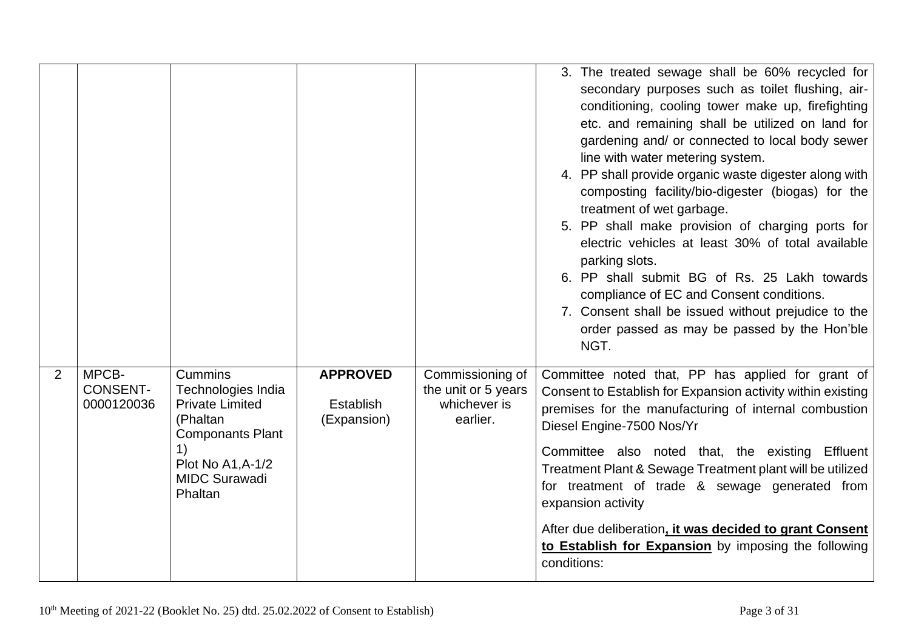| | | | | | |
|---|---|---|---|---|---|
| | | | | | 3. The treated sewage shall be 60% recycled for secondary purposes such as toilet flushing, air-conditioning, cooling tower make up, firefighting etc. and remaining shall be utilized on land for gardening and/ or connected to local body sewer line with water metering system.<br>4. PP shall provide organic waste digester along with composting facility/bio-digester (biogas) for the treatment of wet garbage.<br>5. PP shall make provision of charging ports for electric vehicles at least 30% of total available parking slots.<br>6. PP shall submit BG of Rs. 25 Lakh towards compliance of EC and Consent conditions.<br>7. Consent shall be issued without prejudice to the order passed as may be passed by the Hon'ble NGT. |
| 2 | MPCB-CONSENT-0000120036 | Cummins Technologies India Private Limited (Phaltan Componants Plant 1)<br>Plot No A1,A-1/2 MIDC Surawadi Phaltan | **APPROVED**<br>Establish (Expansion) | Commissioning of the unit or 5 years whichever is earlier. | Committee noted that, PP has applied for grant of Consent to Establish for Expansion activity within existing premises for the manufacturing of internal combustion Diesel Engine-7500 Nos/Yr<br><br>Committee also noted that, the existing Effluent Treatment Plant & Sewage Treatment plant will be utilized for treatment of trade & sewage generated from expansion activity<br><br>After due deliberation**, <u>it was decided to grant Consent to Establish for Expansion</u>** by imposing the following conditions: |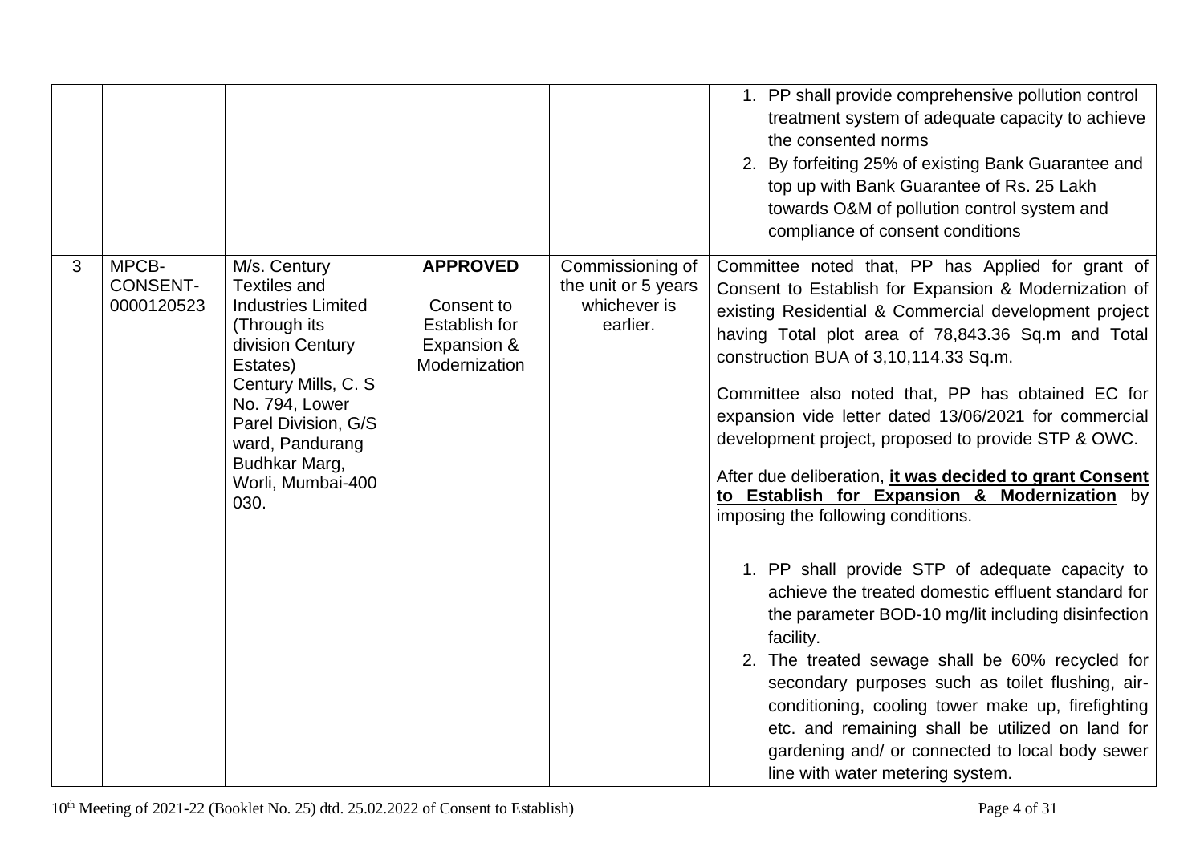| | | | | | |
|---|---|---|---|---|---|
| | | | | | 1. PP shall provide comprehensive pollution control treatment system of adequate capacity to achieve the consented norms<br>2. By forfeiting 25% of existing Bank Guarantee and top up with Bank Guarantee of Rs. 25 Lakh towards O&M of pollution control system and compliance of consent conditions |
| 3 | MPCB-CONSENT-0000120523 | M/s. Century Textiles and Industries Limited (Through its division Century Estates) Century Mills, C. S No. 794, Lower Parel Division, G/S ward, Pandurang Budhkar Marg, Worli, Mumbai-400 030. | **APPROVED**<br><br>Consent to Establish for Expansion & Modernization | Commissioning of the unit or 5 years whichever is earlier. | Committee noted that, PP has Applied for grant of Consent to Establish for Expansion & Modernization of existing Residential & Commercial development project having Total plot area of 78,843.36 Sq.m and Total construction BUA of 3,10,114.33 Sq.m.<br><br>Committee also noted that, PP has obtained EC for expansion vide letter dated 13/06/2021 for commercial development project, proposed to provide STP & OWC.<br><br>After due deliberation, **it was decided to grant Consent to Establish for Expansion & Modernization** by imposing the following conditions.<br><br>1. PP shall provide STP of adequate capacity to achieve the treated domestic effluent standard for the parameter BOD-10 mg/lit including disinfection facility.<br>2. The treated sewage shall be 60% recycled for secondary purposes such as toilet flushing, air-conditioning, cooling tower make up, firefighting etc. and remaining shall be utilized on land for gardening and/ or connected to local body sewer line with water metering system. |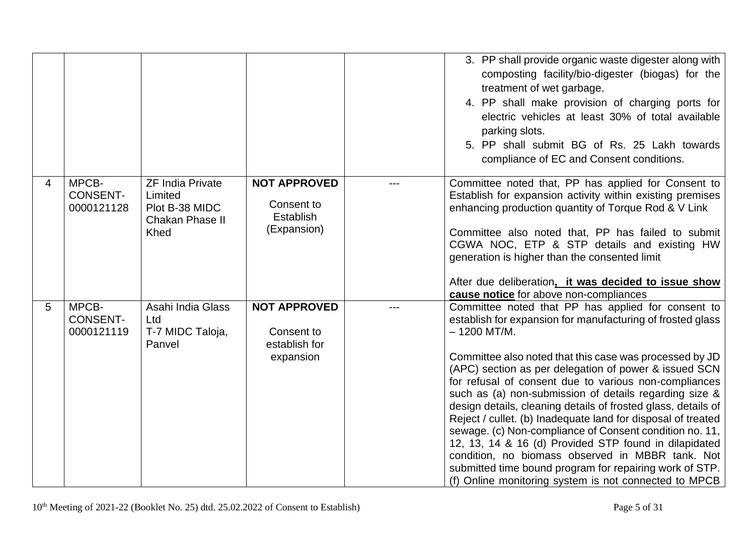| | | | | | 3. PP shall provide organic waste digester along with composting facility/bio-digester (biogas) for the treatment of wet garbage.<br>4. PP shall make provision of charging ports for electric vehicles at least 30% of total available parking slots.<br>5. PP shall submit BG of Rs. 25 Lakh towards compliance of EC and Consent conditions. |
|---|---|---|---|---|---|
| 4 | MPCB-CONSENT-0000121128 | ZF India Private Limited<br>Plot B-38 MIDC Chakan Phase II Khed | **NOT APPROVED**<br><br>Consent to Establish (Expansion) | --- | Committee noted that, PP has applied for Consent to Establish for expansion activity within existing premises enhancing production quantity of Torque Rod & V Link<br><br>Committee also noted that, PP has failed to submit CGWA NOC, ETP & STP details and existing HW generation is higher than the consented limit<br><br>After due deliberation**, <u>it was decided to issue show cause notice</u>** for above non-compliances |
| 5 | MPCB-CONSENT-0000121119 | Asahi India Glass Ltd<br>T-7 MIDC Taloja, Panvel | **NOT APPROVED**<br><br>Consent to establish for expansion | --- | Committee noted that PP has applied for consent to establish for expansion for manufacturing of frosted glass – 1200 MT/M.<br><br>Committee also noted that this case was processed by JD (APC) section as per delegation of power & issued SCN for refusal of consent due to various non-compliances such as (a) non-submission of details regarding size & design details, cleaning details of frosted glass, details of Reject / cullet. (b) Inadequate land for disposal of treated sewage. (c) Non-compliance of Consent condition no. 11, 12, 13, 14 & 16 (d) Provided STP found in dilapidated condition, no biomass observed in MBBR tank. Not submitted time bound program for repairing work of STP. (f) Online monitoring system is not connected to MPCB |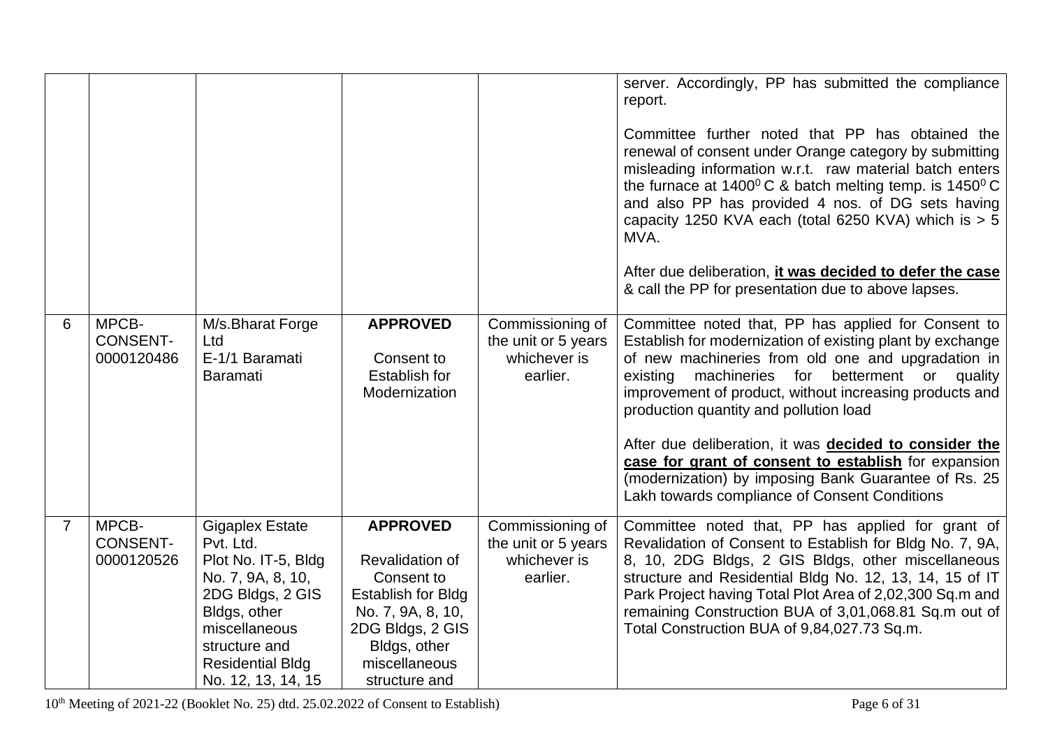| | | | | | |
|---|---|---|---|---|---|
| | | | | | server. Accordingly, PP has submitted the compliance report.<br><br>Committee further noted that PP has obtained the renewal of consent under Orange category by submitting misleading information w.r.t. raw material batch enters the furnace at $1400^0$ C & batch melting temp. is $1450^0$ C and also PP has provided 4 nos. of DG sets having capacity 1250 KVA each (total 6250 KVA) which is > 5 MVA.<br><br>After due deliberation, **it was decided to defer the case** & call the PP for presentation due to above lapses. |
| 6 | MPCB-CONSENT-0000120486 | M/s.Bharat Forge Ltd<br>E-1/1 Baramati<br>Baramati | **APPROVED**<br><br>Consent to Establish for Modernization | Commissioning of the unit or 5 years whichever is earlier. | Committee noted that, PP has applied for Consent to Establish for modernization of existing plant by exchange of new machineries from old one and upgradation in existing machineries for betterment or quality improvement of product, without increasing products and production quantity and pollution load<br><br>After due deliberation, it was **decided to consider the case for grant of consent to establish** for expansion (modernization) by imposing Bank Guarantee of Rs. 25 Lakh towards compliance of Consent Conditions |
| 7 | MPCB-CONSENT-0000120526 | Gigaplex Estate Pvt. Ltd.<br>Plot No. IT-5, Bldg No. 7, 9A, 8, 10, 2DG Bldgs, 2 GIS Bldgs, other miscellaneous structure and Residential Bldg No. 12, 13, 14, 15 | **APPROVED**<br><br>Revalidation of Consent to Establish for Bldg No. 7, 9A, 8, 10, 2DG Bldgs, 2 GIS Bldgs, other miscellaneous structure and | Commissioning of the unit or 5 years whichever is earlier. | Committee noted that, PP has applied for grant of Revalidation of Consent to Establish for Bldg No. 7, 9A, 8, 10, 2DG Bldgs, 2 GIS Bldgs, other miscellaneous structure and Residential Bldg No. 12, 13, 14, 15 of IT Park Project having Total Plot Area of 2,02,300 Sq.m and remaining Construction BUA of 3,01,068.81 Sq.m out of Total Construction BUA of 9,84,027.73 Sq.m. |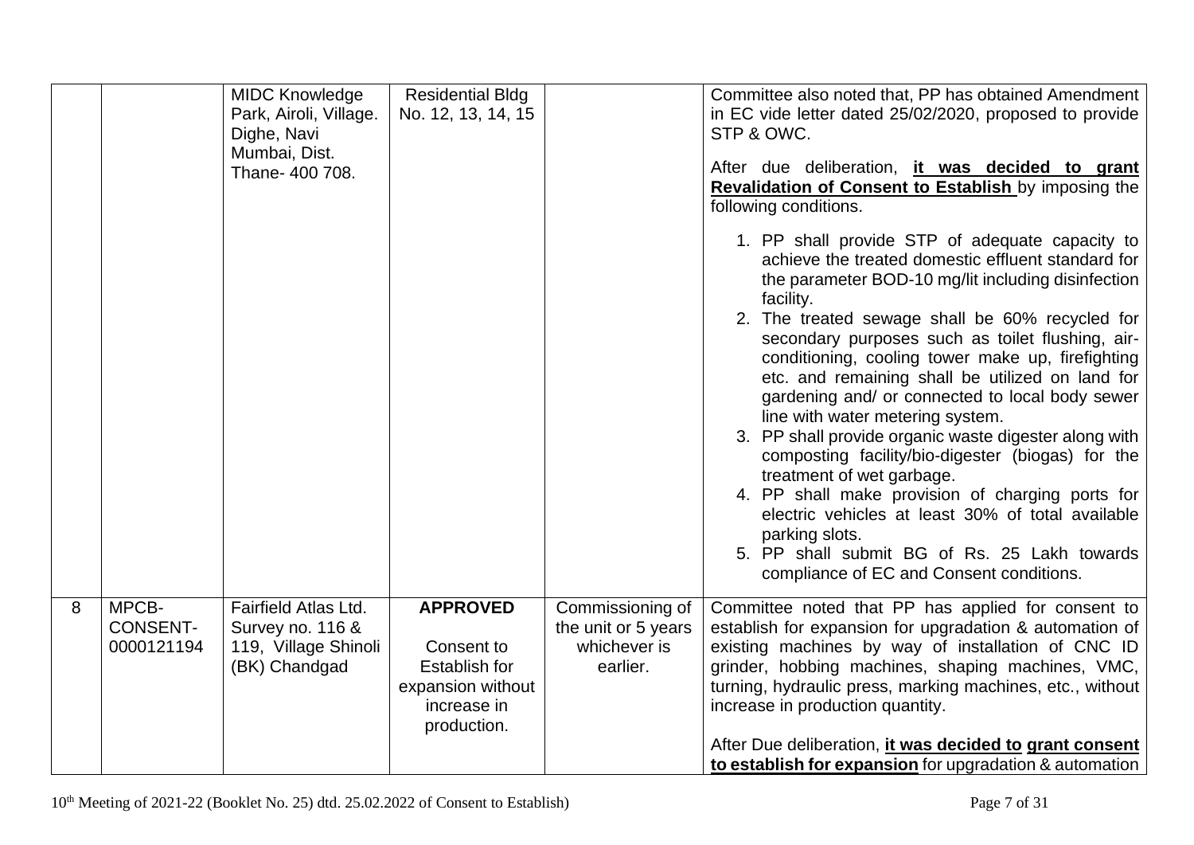|  |  |  |  |  |  |
|---|---|---|---|---|---|
|  |  | MIDC Knowledge Park, Airoli, Village. Dighe, Navi Mumbai, Dist. Thane- 400 708. | Residential Bldg No. 12, 13, 14, 15 |  | Committee also noted that, PP has obtained Amendment in EC vide letter dated 25/02/2020, proposed to provide STP & OWC.<br><br>After due deliberation, **it was decided to grant Revalidation of Consent to Establish** by imposing the following conditions.<br><br>1. PP shall provide STP of adequate capacity to achieve the treated domestic effluent standard for the parameter BOD-10 mg/lit including disinfection facility.<br>2. The treated sewage shall be 60% recycled for secondary purposes such as toilet flushing, air-conditioning, cooling tower make up, firefighting etc. and remaining shall be utilized on land for gardening and/ or connected to local body sewer line with water metering system.<br>3. PP shall provide organic waste digester along with composting facility/bio-digester (biogas) for the treatment of wet garbage.<br>4. PP shall make provision of charging ports for electric vehicles at least 30% of total available parking slots.<br>5. PP shall submit BG of Rs. 25 Lakh towards compliance of EC and Consent conditions. |
| 8 | MPCB-CONSENT-0000121194 | Fairfield Atlas Ltd. Survey no. 116 & 119, Village Shinoli (BK) Chandgad | **APPROVED**<br><br>Consent to Establish for expansion without increase in production. | Commissioning of the unit or 5 years whichever is earlier. | Committee noted that PP has applied for consent to establish for expansion for upgradation & automation of existing machines by way of installation of CNC ID grinder, hobbing machines, shaping machines, VMC, turning, hydraulic press, marking machines, etc., without increase in production quantity.<br><br>After Due deliberation, **it was decided to grant consent to establish for expansion** for upgradation & automation |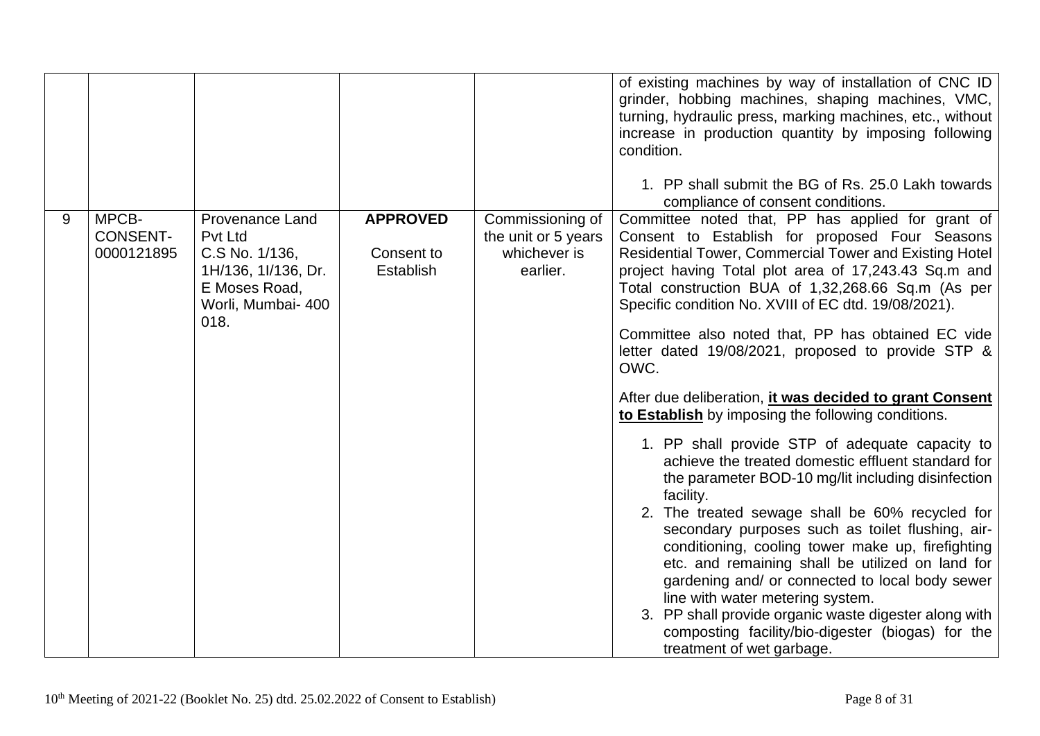| | | | | | |
|---|---|---|---|---|---|
| | | | | | of existing machines by way of installation of CNC ID grinder, hobbing machines, shaping machines, VMC, turning, hydraulic press, marking machines, etc., without increase in production quantity by imposing following condition.<br><br>1. PP shall submit the BG of Rs. 25.0 Lakh towards compliance of consent conditions. |
| 9 | MPCB-CONSENT-0000121895 | Provenance Land Pvt Ltd C.S No. 1/136, 1H/136, 1I/136, Dr. E Moses Road, Worli, Mumbai- 400 018. | **APPROVED**<br><br>Consent to Establish | Commissioning of the unit or 5 years whichever is earlier. | Committee noted that, PP has applied for grant of Consent to Establish for proposed Four Seasons Residential Tower, Commercial Tower and Existing Hotel project having Total plot area of 17,243.43 Sq.m and Total construction BUA of 1,32,268.66 Sq.m (As per Specific condition No. XVIII of EC dtd. 19/08/2021).<br><br>Committee also noted that, PP has obtained EC vide letter dated 19/08/2021, proposed to provide STP & OWC.<br><br>After due deliberation, **it was decided to grant Consent to Establish** by imposing the following conditions.<br><br>1. PP shall provide STP of adequate capacity to achieve the treated domestic effluent standard for the parameter BOD-10 mg/lit including disinfection facility.<br>2. The treated sewage shall be 60% recycled for secondary purposes such as toilet flushing, air-conditioning, cooling tower make up, firefighting etc. and remaining shall be utilized on land for gardening and/ or connected to local body sewer line with water metering system.<br>3. PP shall provide organic waste digester along with composting facility/bio-digester (biogas) for the treatment of wet garbage. |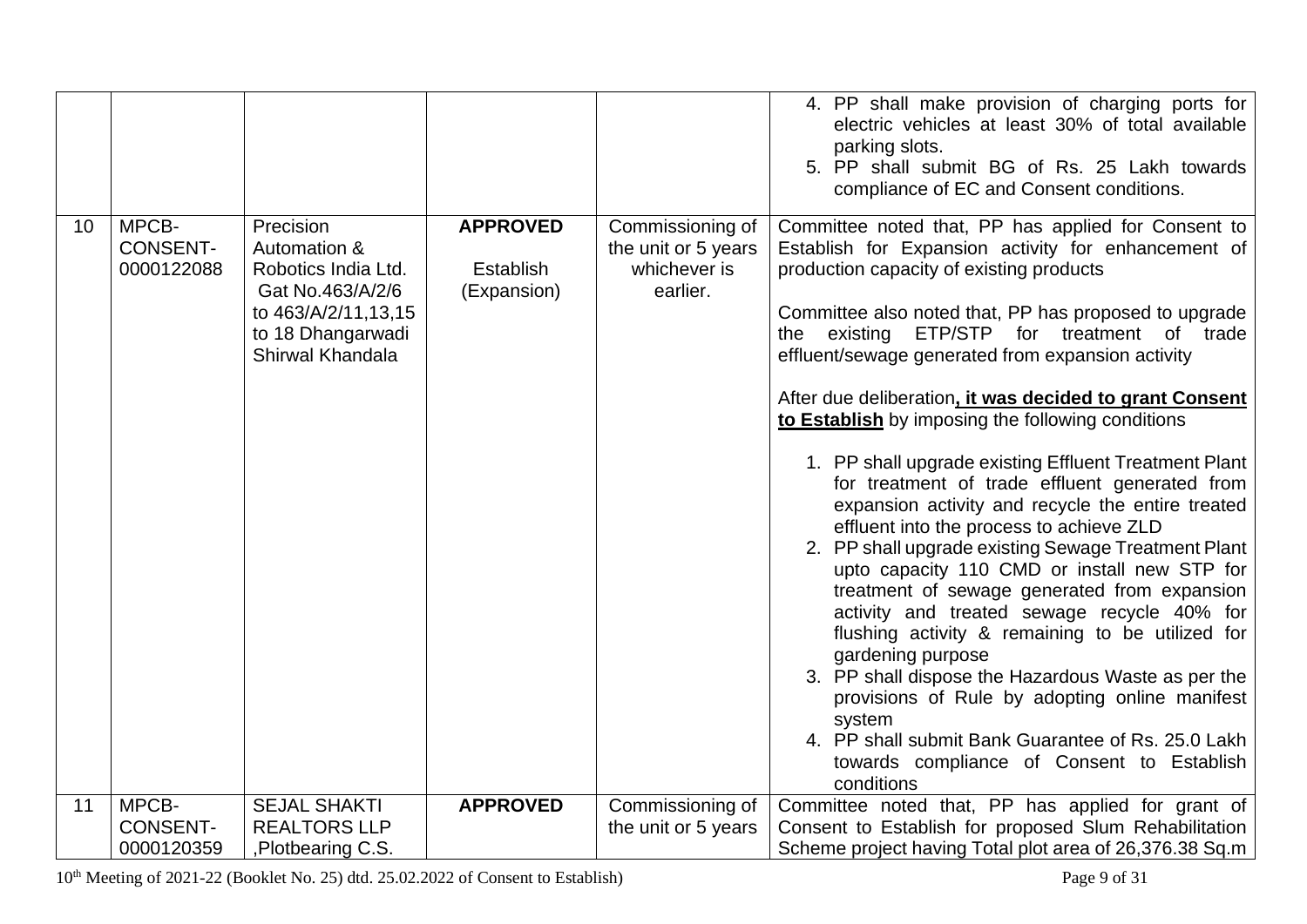| | | | | | |
|---|---|---|---|---|---|
| | | | | | 4. PP shall make provision of charging ports for electric vehicles at least 30% of total available parking slots.<br>5. PP shall submit BG of Rs. 25 Lakh towards compliance of EC and Consent conditions. |
| 10 | MPCB-CONSENT-0000122088 | Precision Automation & Robotics India Ltd. Gat No.463/A/2/6 to 463/A/2/11,13,15 to 18 Dhangarwadi Shirwal Khandala | **APPROVED**<br><br>Establish (Expansion) | Commissioning of the unit or 5 years whichever is earlier. | Committee noted that, PP has applied for Consent to Establish for Expansion activity for enhancement of production capacity of existing products<br><br>Committee also noted that, PP has proposed to upgrade the existing ETP/STP for treatment of trade effluent/sewage generated from expansion activity<br><br>After due deliberation**, <u>it was decided to grant Consent to Establish</u>** by imposing the following conditions<br><br>1. PP shall upgrade existing Effluent Treatment Plant for treatment of trade effluent generated from expansion activity and recycle the entire treated effluent into the process to achieve ZLD<br>2. PP shall upgrade existing Sewage Treatment Plant upto capacity 110 CMD or install new STP for treatment of sewage generated from expansion activity and treated sewage recycle 40% for flushing activity & remaining to be utilized for gardening purpose<br>3. PP shall dispose the Hazardous Waste as per the provisions of Rule by adopting online manifest system<br>4. PP shall submit Bank Guarantee of Rs. 25.0 Lakh towards compliance of Consent to Establish conditions |
| 11 | MPCB-CONSENT-0000120359 | SEJAL SHAKTI REALTORS LLP ,Plotbearing C.S. | **APPROVED** | Commissioning of the unit or 5 years | Committee noted that, PP has applied for grant of Consent to Establish for proposed Slum Rehabilitation Scheme project having Total plot area of 26,376.38 Sq.m |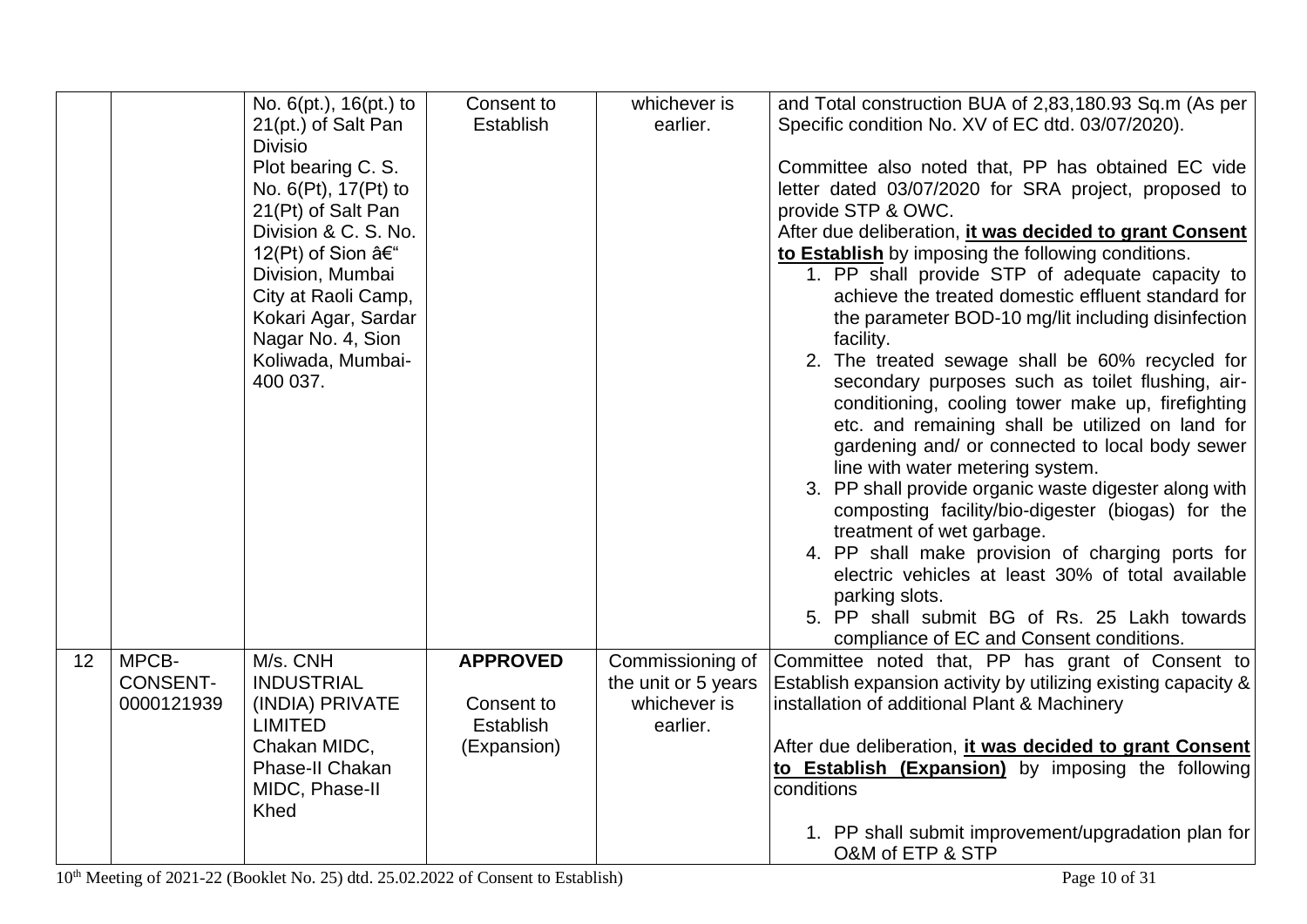| | | | | | |
|---|---|---|---|---|---|
| | | No. 6(pt.), 16(pt.) to 21(pt.) of Salt Pan Divisio Plot bearing C. S. No. 6(Pt), 17(Pt) to 21(Pt) of Salt Pan Division & C. S. No. 12(Pt) of Sion â€" Division, Mumbai City at Raoli Camp, Kokari Agar, Sardar Nagar No. 4, Sion Koliwada, Mumbai- 400 037. | Consent to Establish | whichever is earlier. | and Total construction BUA of 2,83,180.93 Sq.m (As per Specific condition No. XV of EC dtd. 03/07/2020).<br><br>Committee also noted that, PP has obtained EC vide letter dated 03/07/2020 for SRA project, proposed to provide STP & OWC.<br>After due deliberation, **it was decided to grant Consent to Establish** by imposing the following conditions.<br>1. PP shall provide STP of adequate capacity to achieve the treated domestic effluent standard for the parameter BOD-10 mg/lit including disinfection facility.<br>2. The treated sewage shall be 60% recycled for secondary purposes such as toilet flushing, air-conditioning, cooling tower make up, firefighting etc. and remaining shall be utilized on land for gardening and/ or connected to local body sewer line with water metering system.<br>3. PP shall provide organic waste digester along with composting facility/bio-digester (biogas) for the treatment of wet garbage.<br>4. PP shall make provision of charging ports for electric vehicles at least 30% of total available parking slots.<br>5. PP shall submit BG of Rs. 25 Lakh towards compliance of EC and Consent conditions. |
| 12 | MPCB-CONSENT-0000121939 | M/s. CNH INDUSTRIAL (INDIA) PRIVATE LIMITED Chakan MIDC, Phase-II Chakan MIDC, Phase-II Khed | **APPROVED**<br><br>Consent to Establish (Expansion) | Commissioning of the unit or 5 years whichever is earlier. | Committee noted that, PP has grant of Consent to Establish expansion activity by utilizing existing capacity & installation of additional Plant & Machinery<br><br>After due deliberation, **it was decided to grant Consent to Establish (Expansion)** by imposing the following conditions<br><br>1. PP shall submit improvement/upgradation plan for O&M of ETP & STP |

10th Meeting of 2021-22 (Booklet No. 25) dtd. 25.02.2022 of Consent to Establish)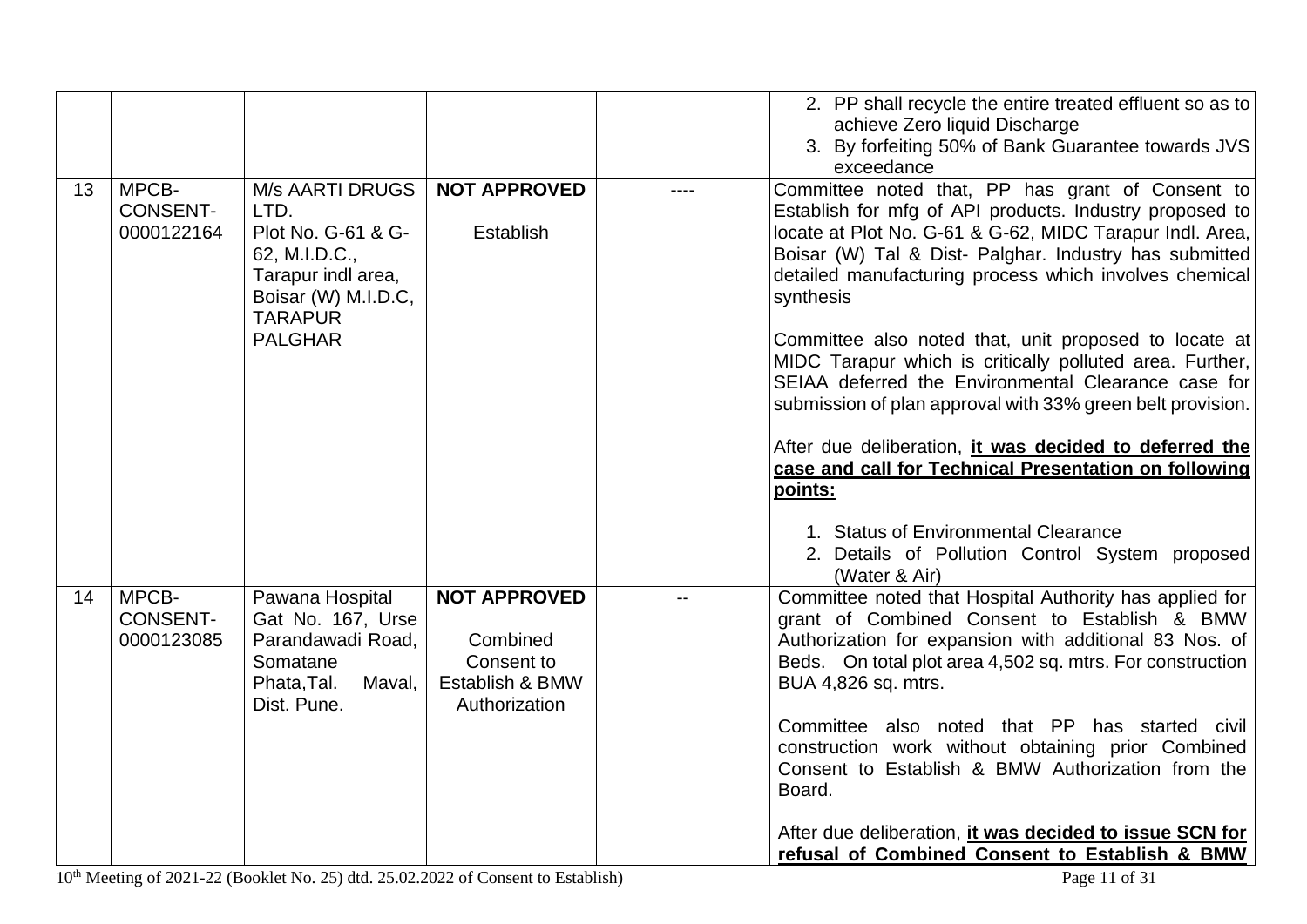| | | | | | |
|---|---|---|---|---|---|
| | | | | | 2. PP shall recycle the entire treated effluent so as to achieve Zero liquid Discharge<br>3. By forfeiting 50% of Bank Guarantee towards JVS exceedance |
| 13 | MPCB-CONSENT-0000122164 | M/s AARTI DRUGS LTD. Plot No. G-61 & G-62, M.I.D.C., Tarapur indl area, Boisar (W) M.I.D.C, TARAPUR PALGHAR | **NOT APPROVED**<br><br>Establish | ---- | Committee noted that, PP has grant of Consent to Establish for mfg of API products. Industry proposed to locate at Plot No. G-61 & G-62, MIDC Tarapur Indl. Area, Boisar (W) Tal & Dist- Palghar. Industry has submitted detailed manufacturing process which involves chemical synthesis<br><br>Committee also noted that, unit proposed to locate at MIDC Tarapur which is critically polluted area. Further, SEIAA deferred the Environmental Clearance case for submission of plan approval with 33% green belt provision.<br><br>After due deliberation, **it was decided to deferred the case and call for Technical Presentation on following points:**<br><br>1. Status of Environmental Clearance<br>2. Details of Pollution Control System proposed (Water & Air) |
| 14 | MPCB-CONSENT-0000123085 | Pawana Hospital Gat No. 167, Urse Parandawadi Road, Somatane Phata,Tal. Maval, Dist. Pune. | **NOT APPROVED**<br><br>Combined Consent to Establish & BMW Authorization | -- | Committee noted that Hospital Authority has applied for grant of Combined Consent to Establish & BMW Authorization for expansion with additional 83 Nos. of Beds. On total plot area 4,502 sq. mtrs. For construction BUA 4,826 sq. mtrs.<br><br>Committee also noted that PP has started civil construction work without obtaining prior Combined Consent to Establish & BMW Authorization from the Board.<br><br>After due deliberation, **it was decided to issue SCN for refusal of Combined Consent to Establish & BMW** |

10th Meeting of 2021-22 (Booklet No. 25) dtd. 25.02.2022 of Consent to Establish)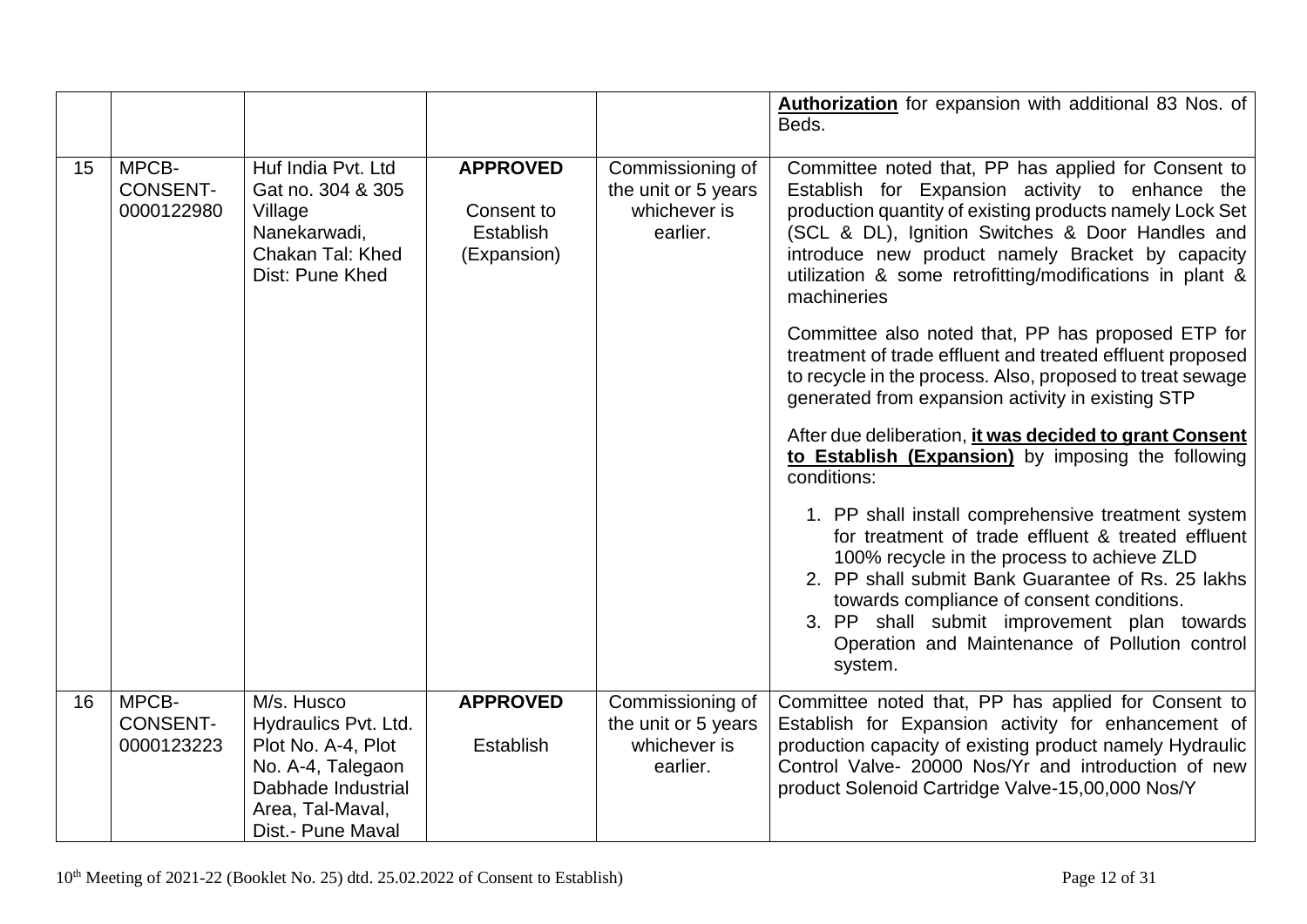| | | | | | **Authorization** for expansion with additional 83 Nos. of Beds. |
|---|---|---|---|---|---|
| 15 | MPCB-CONSENT-0000122980 | Huf India Pvt. Ltd Gat no. 304 & 305 Village Nanekarwadi, Chakan Tal: Khed Dist: Pune Khed | **APPROVED** Consent to Establish (Expansion) | Commissioning of the unit or 5 years whichever is earlier. | Committee noted that, PP has applied for Consent to Establish for Expansion activity to enhance the production quantity of existing products namely Lock Set (SCL & DL), Ignition Switches & Door Handles and introduce new product namely Bracket by capacity utilization & some retrofitting/modifications in plant & machineries<br><br>Committee also noted that, PP has proposed ETP for treatment of trade effluent and treated effluent proposed to recycle in the process. Also, proposed to treat sewage generated from expansion activity in existing STP<br><br>After due deliberation, **it was decided to grant Consent to Establish (Expansion)** by imposing the following conditions:<br><br>1. PP shall install comprehensive treatment system for treatment of trade effluent & treated effluent 100% recycle in the process to achieve ZLD<br>2. PP shall submit Bank Guarantee of Rs. 25 lakhs towards compliance of consent conditions.<br>3. PP shall submit improvement plan towards Operation and Maintenance of Pollution control system. |
| 16 | MPCB-CONSENT-0000123223 | M/s. Husco Hydraulics Pvt. Ltd. Plot No. A-4, Plot No. A-4, Talegaon Dabhade Industrial Area, Tal-Maval, Dist.- Pune Maval | **APPROVED** Establish | Commissioning of the unit or 5 years whichever is earlier. | Committee noted that, PP has applied for Consent to Establish for Expansion activity for enhancement of production capacity of existing product namely Hydraulic Control Valve- 20000 Nos/Yr and introduction of new product Solenoid Cartridge Valve-15,00,000 Nos/Y |

10th Meeting of 2021-22 (Booklet No. 25) dtd. 25.02.2022 of Consent to Establish)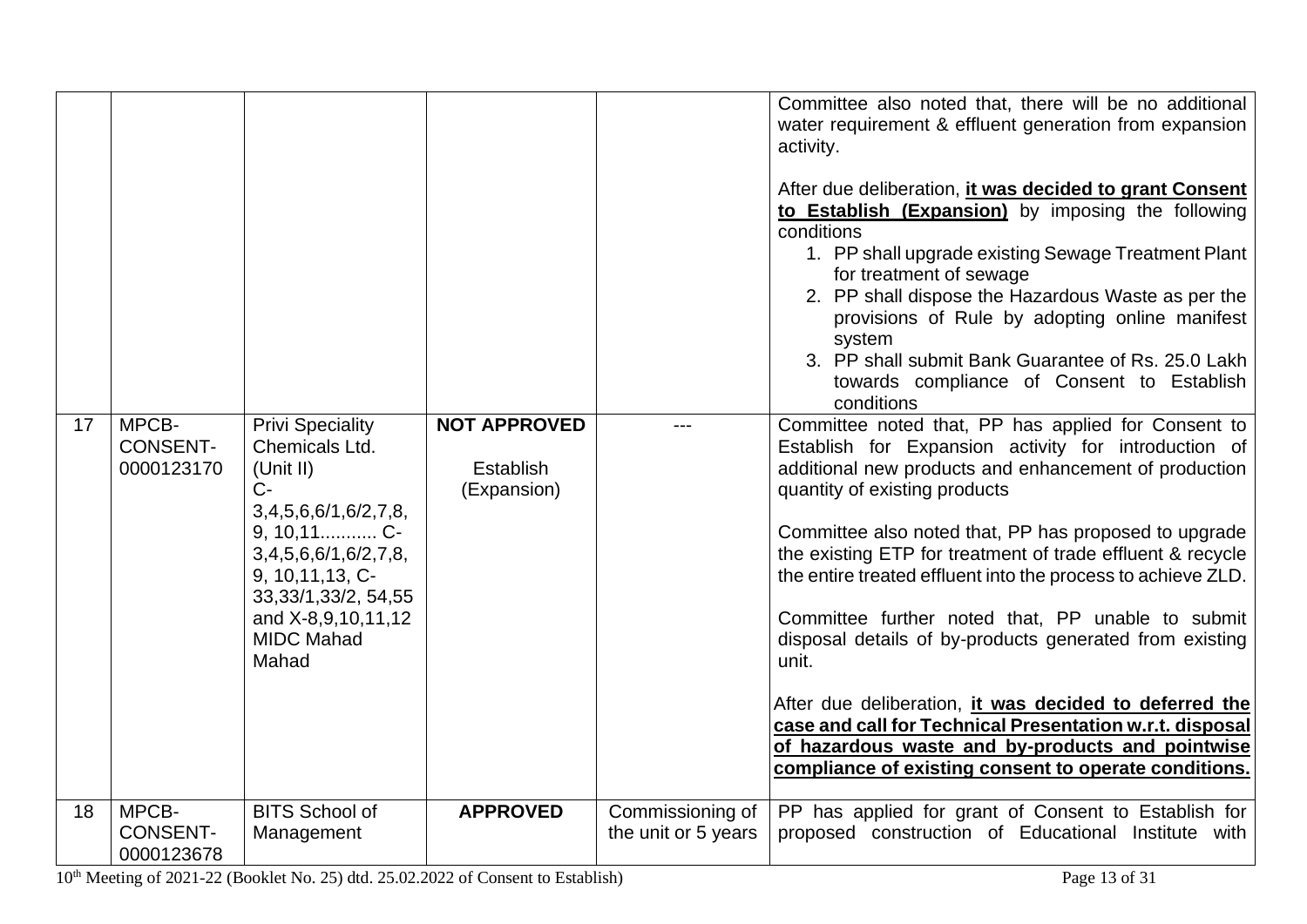| | | | | | |
|---|---|---|---|---|---|
| | | | | | Committee also noted that, there will be no additional water requirement & effluent generation from expansion activity.<br><br>After due deliberation, **it was decided to grant Consent to Establish (Expansion)** by imposing the following conditions<br>1. PP shall upgrade existing Sewage Treatment Plant for treatment of sewage<br>2. PP shall dispose the Hazardous Waste as per the provisions of Rule by adopting online manifest system<br>3. PP shall submit Bank Guarantee of Rs. 25.0 Lakh towards compliance of Consent to Establish conditions |
| 17 | MPCB-CONSENT-0000123170 | Privi Speciality Chemicals Ltd. (Unit II) C-3,4,5,6,6/1,6/2,7,8, 9, 10,11........... C-3,4,5,6,6/1,6/2,7,8, 9, 10,11,13, C-33,33/1,33/2, 54,55 and X-8,9,10,11,12 MIDC Mahad Mahad | **NOT APPROVED**<br><br>Establish (Expansion) | --- | Committee noted that, PP has applied for Consent to Establish for Expansion activity for introduction of additional new products and enhancement of production quantity of existing products<br><br>Committee also noted that, PP has proposed to upgrade the existing ETP for treatment of trade effluent & recycle the entire treated effluent into the process to achieve ZLD.<br><br>Committee further noted that, PP unable to submit disposal details of by-products generated from existing unit.<br><br>After due deliberation, **it was decided to deferred the case and call for Technical Presentation w.r.t. disposal of hazardous waste and by-products and pointwise compliance of existing consent to operate conditions.** |
| 18 | MPCB-CONSENT-0000123678 | BITS School of Management | **APPROVED** | Commissioning of the unit or 5 years | PP has applied for grant of Consent to Establish for proposed construction of Educational Institute with |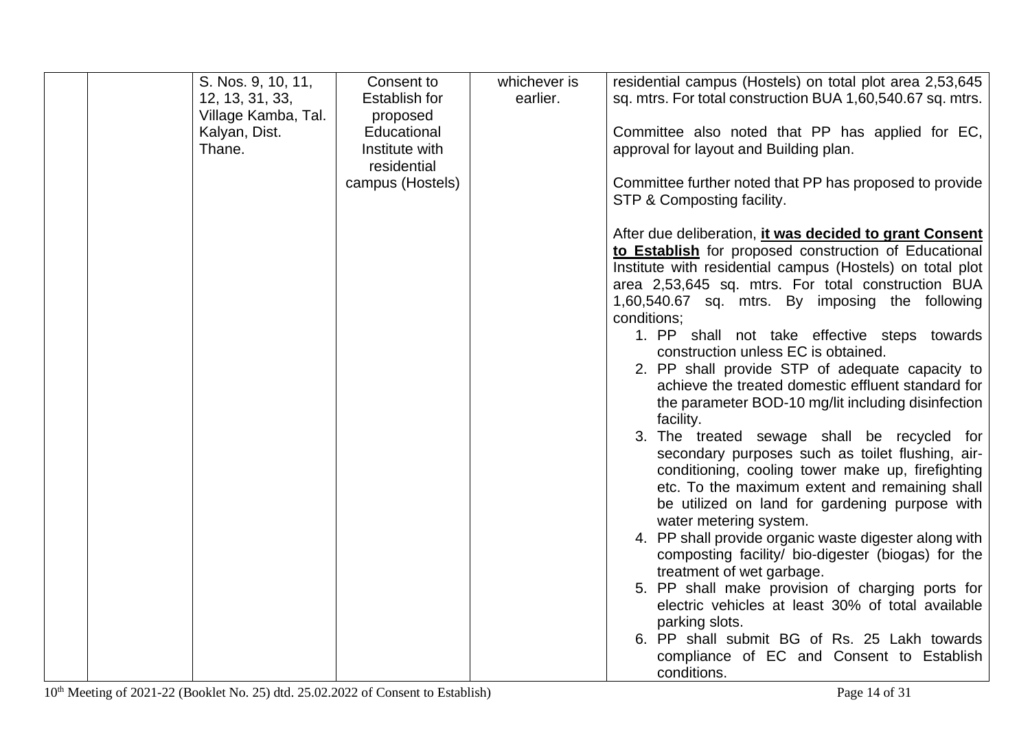| | | | | | |
|---|---|---|---|---|---|
| | | S. Nos. 9, 10, 11, 12, 13, 31, 33, Village Kamba, Tal. Kalyan, Dist. Thane. | Consent to Establish for proposed Educational Institute with residential campus (Hostels) | whichever is earlier. | residential campus (Hostels) on total plot area 2,53,645 sq. mtrs. For total construction BUA 1,60,540.67 sq. mtrs.<br><br>Committee also noted that PP has applied for EC, approval for layout and Building plan.<br><br>Committee further noted that PP has proposed to provide STP & Composting facility.<br><br>After due deliberation, **<u>it was decided to grant Consent to Establish</u>** for proposed construction of Educational Institute with residential campus (Hostels) on total plot area 2,53,645 sq. mtrs. For total construction BUA 1,60,540.67 sq. mtrs. By imposing the following conditions;<br>1. PP shall not take effective steps towards construction unless EC is obtained.<br>2. PP shall provide STP of adequate capacity to achieve the treated domestic effluent standard for the parameter BOD-10 mg/lit including disinfection facility.<br>3. The treated sewage shall be recycled for secondary purposes such as toilet flushing, air-conditioning, cooling tower make up, firefighting etc. To the maximum extent and remaining shall be utilized on land for gardening purpose with water metering system.<br>4. PP shall provide organic waste digester along with composting facility/ bio-digester (biogas) for the treatment of wet garbage.<br>5. PP shall make provision of charging ports for electric vehicles at least 30% of total available parking slots.<br>6. PP shall submit BG of Rs. 25 Lakh towards compliance of EC and Consent to Establish conditions. |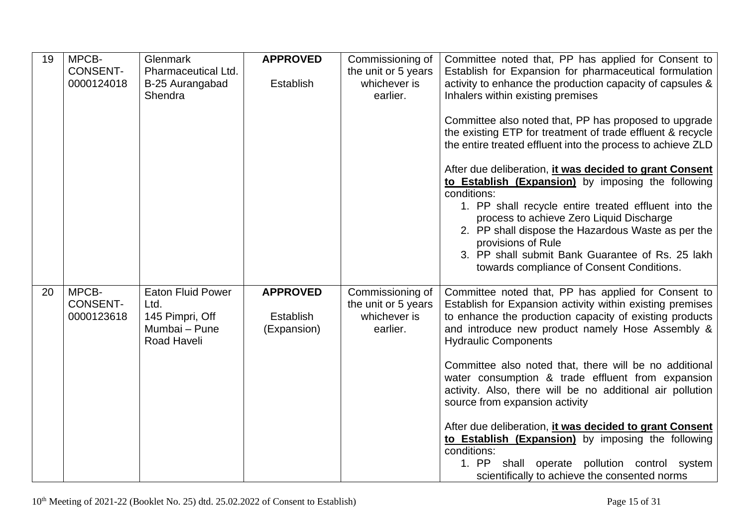| 19 | MPCB-CONSENT-0000124018 | Glenmark Pharmaceutical Ltd. B-25 Aurangabad Shendra | **APPROVED** Establish | Commissioning of the unit or 5 years whichever is earlier. | Committee noted that, PP has applied for Consent to Establish for Expansion for pharmaceutical formulation activity to enhance the production capacity of capsules & Inhalers within existing premises<br><br>Committee also noted that, PP has proposed to upgrade the existing ETP for treatment of trade effluent & recycle the entire treated effluent into the process to achieve ZLD<br><br>After due deliberation, **it was decided to grant Consent to Establish (Expansion)** by imposing the following conditions:<br>1. PP shall recycle entire treated effluent into the process to achieve Zero Liquid Discharge<br>2. PP shall dispose the Hazardous Waste as per the provisions of Rule<br>3. PP shall submit Bank Guarantee of Rs. 25 lakh towards compliance of Consent Conditions. |
|---|---|---|---|---|---|
| 20 | MPCB-CONSENT-0000123618 | Eaton Fluid Power Ltd. 145 Pimpri, Off Mumbai – Pune Road Haveli | **APPROVED** Establish (Expansion) | Commissioning of the unit or 5 years whichever is earlier. | Committee noted that, PP has applied for Consent to Establish for Expansion activity within existing premises to enhance the production capacity of existing products and introduce new product namely Hose Assembly & Hydraulic Components<br><br>Committee also noted that, there will be no additional water consumption & trade effluent from expansion activity. Also, there will be no additional air pollution source from expansion activity<br><br>After due deliberation, **it was decided to grant Consent to Establish (Expansion)** by imposing the following conditions:<br>1. PP shall operate pollution control system scientifically to achieve the consented norms |

10th Meeting of 2021-22 (Booklet No. 25) dtd. 25.02.2022 of Consent to Establish)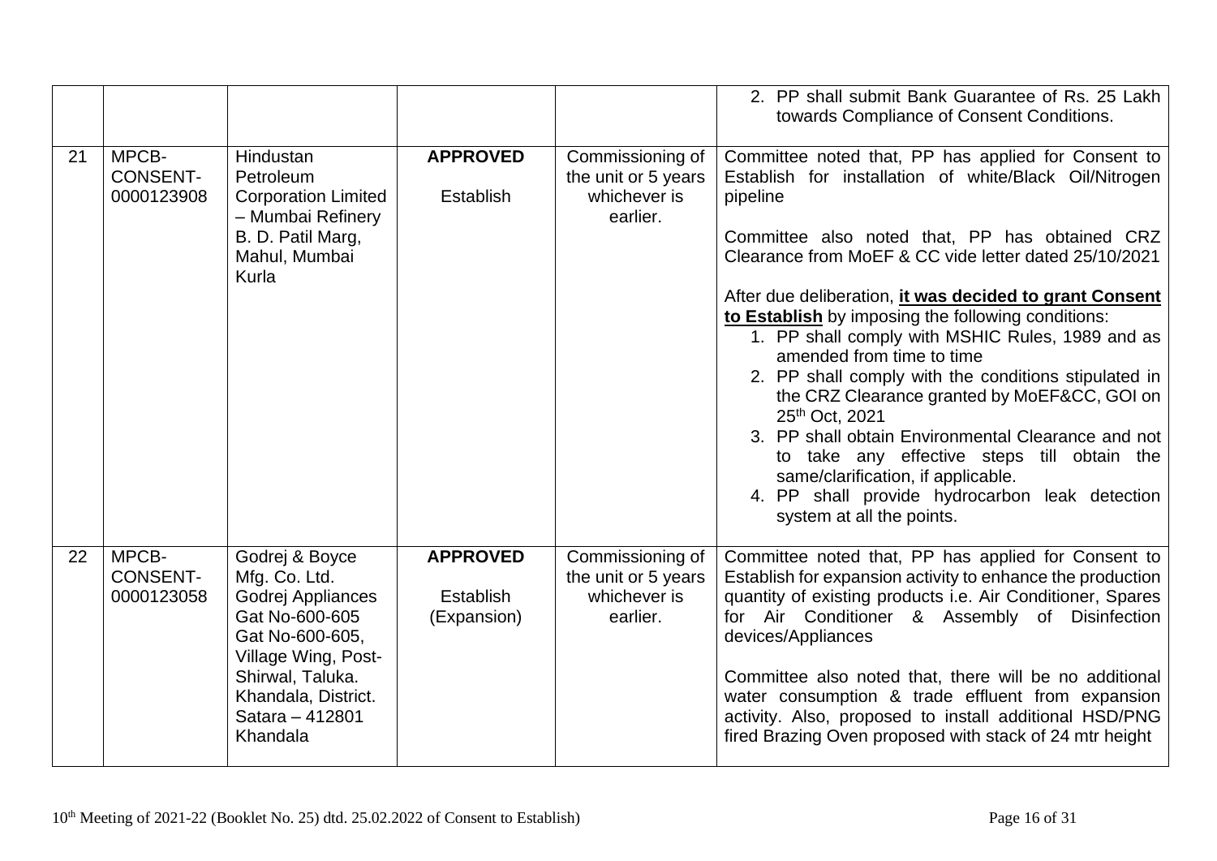| | | | | | |
|---|---|---|---|---|---|
| | | | | | 2. PP shall submit Bank Guarantee of Rs. 25 Lakh towards Compliance of Consent Conditions. |
| 21 | MPCB-CONSENT-0000123908 | Hindustan Petroleum Corporation Limited – Mumbai Refinery B. D. Patil Marg, Mahul, Mumbai Kurla | **APPROVED**<br><br>Establish | Commissioning of the unit or 5 years whichever is earlier. | Committee noted that, PP has applied for Consent to Establish for installation of white/Black Oil/Nitrogen pipeline<br><br>Committee also noted that, PP has obtained CRZ Clearance from MoEF & CC vide letter dated 25/10/2021<br><br>After due deliberation, **<u>it was decided to grant Consent to Establish</u>** by imposing the following conditions:<br>1. PP shall comply with MSHIC Rules, 1989 and as amended from time to time<br>2. PP shall comply with the conditions stipulated in the CRZ Clearance granted by MoEF&CC, GOI on 25th Oct, 2021<br>3. PP shall obtain Environmental Clearance and not to take any effective steps till obtain the same/clarification, if applicable.<br>4. PP shall provide hydrocarbon leak detection system at all the points. |
| 22 | MPCB-CONSENT-0000123058 | Godrej & Boyce Mfg. Co. Ltd. Godrej Appliances Gat No-600-605 Gat No-600-605, Village Wing, Post-Shirwal, Taluka. Khandala, District. Satara – 412801 Khandala | **APPROVED**<br><br>Establish (Expansion) | Commissioning of the unit or 5 years whichever is earlier. | Committee noted that, PP has applied for Consent to Establish for expansion activity to enhance the production quantity of existing products i.e. Air Conditioner, Spares for Air Conditioner & Assembly of Disinfection devices/Appliances<br><br>Committee also noted that, there will be no additional water consumption & trade effluent from expansion activity. Also, proposed to install additional HSD/PNG fired Brazing Oven proposed with stack of 24 mtr height |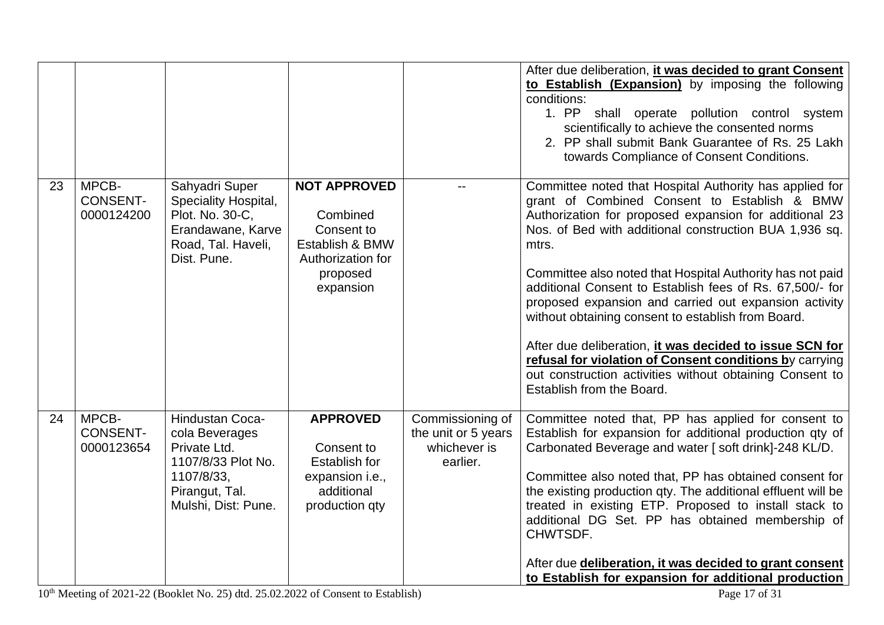| | | | | | |
|---|---|---|---|---|---|
| | | | | | After due deliberation, **it was decided to grant Consent to Establish (Expansion)** by imposing the following conditions:<br>1. PP shall operate pollution control system scientifically to achieve the consented norms<br>2. PP shall submit Bank Guarantee of Rs. 25 Lakh towards Compliance of Consent Conditions. |
| 23 | MPCB-CONSENT-0000124200 | Sahyadri Super Speciality Hospital, Plot. No. 30-C, Erandawane, Karve Road, Tal. Haveli, Dist. Pune. | **NOT APPROVED**<br><br>Combined Consent to Establish & BMW Authorization for proposed expansion | -- | Committee noted that Hospital Authority has applied for grant of Combined Consent to Establish & BMW Authorization for proposed expansion for additional 23 Nos. of Bed with additional construction BUA 1,936 sq. mtrs.<br><br>Committee also noted that Hospital Authority has not paid additional Consent to Establish fees of Rs. 67,500/- for proposed expansion and carried out expansion activity without obtaining consent to establish from Board.<br><br>After due deliberation, **it was decided to issue SCN for refusal for violation of Consent conditions b**y carrying out construction activities without obtaining Consent to Establish from the Board. |
| 24 | MPCB-CONSENT-0000123654 | Hindustan Coca-cola Beverages Private Ltd. 1107/8/33 Plot No. 1107/8/33, Pirangut, Tal. Mulshi, Dist: Pune. | **APPROVED**<br><br>Consent to Establish for expansion i.e., additional production qty | Commissioning of the unit or 5 years whichever is earlier. | Committee noted that, PP has applied for consent to Establish for expansion for additional production qty of Carbonated Beverage and water [ soft drink]-248 KL/D.<br><br>Committee also noted that, PP has obtained consent for the existing production qty. The additional effluent will be treated in existing ETP. Proposed to install stack to additional DG Set. PP has obtained membership of CHWTSDF.<br><br>After due **deliberation, it was decided to grant consent to Establish for expansion for additional production** |

10th Meeting of 2021-22 (Booklet No. 25) dtd. 25.02.2022 of Consent to Establish)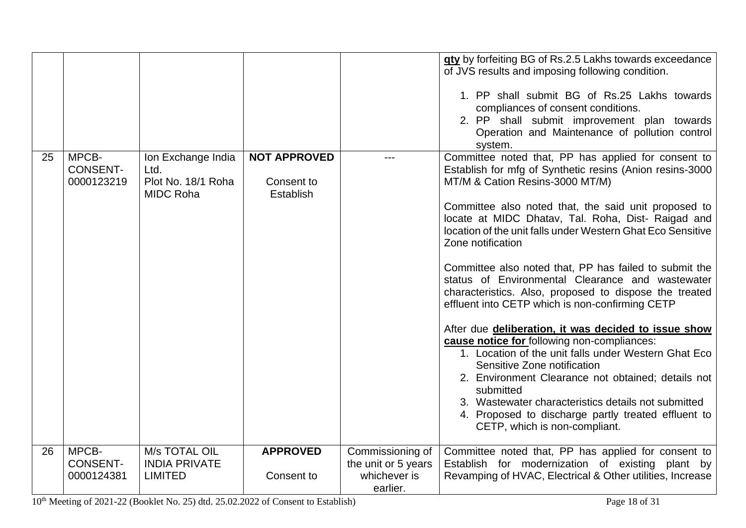| | | | | | |
|---|---|---|---|---|---|
| | | | | | **qty** by forfeiting BG of Rs.2.5 Lakhs towards exceedance of JVS results and imposing following condition.<br><br>1. PP shall submit BG of Rs.25 Lakhs towards compliances of consent conditions.<br>2. PP shall submit improvement plan towards Operation and Maintenance of pollution control system. |
| 25 | MPCB-CONSENT-0000123219 | Ion Exchange India Ltd.<br>Plot No. 18/1 Roha MIDC Roha | **NOT APPROVED**<br><br>Consent to Establish | --- | Committee noted that, PP has applied for consent to Establish for mfg of Synthetic resins (Anion resins-3000 MT/M & Cation Resins-3000 MT/M)<br><br>Committee also noted that, the said unit proposed to locate at MIDC Dhatav, Tal. Roha, Dist- Raigad and location of the unit falls under Western Ghat Eco Sensitive Zone notification<br><br>Committee also noted that, PP has failed to submit the status of Environmental Clearance and wastewater characteristics. Also, proposed to dispose the treated effluent into CETP which is non-confirming CETP<br><br>After due **deliberation, it was decided to issue show cause notice for** following non-compliances:<br>1. Location of the unit falls under Western Ghat Eco Sensitive Zone notification<br>2. Environment Clearance not obtained; details not submitted<br>3. Wastewater characteristics details not submitted<br>4. Proposed to discharge partly treated effluent to CETP, which is non-compliant. |
| 26 | MPCB-CONSENT-0000124381 | M/s TOTAL OIL INDIA PRIVATE LIMITED | **APPROVED**<br><br>Consent to | Commissioning of the unit or 5 years whichever is earlier. | Committee noted that, PP has applied for consent to Establish for modernization of existing plant by Revamping of HVAC, Electrical & Other utilities, Increase |

10th Meeting of 2021-22 (Booklet No. 25) dtd. 25.02.2022 of Consent to Establish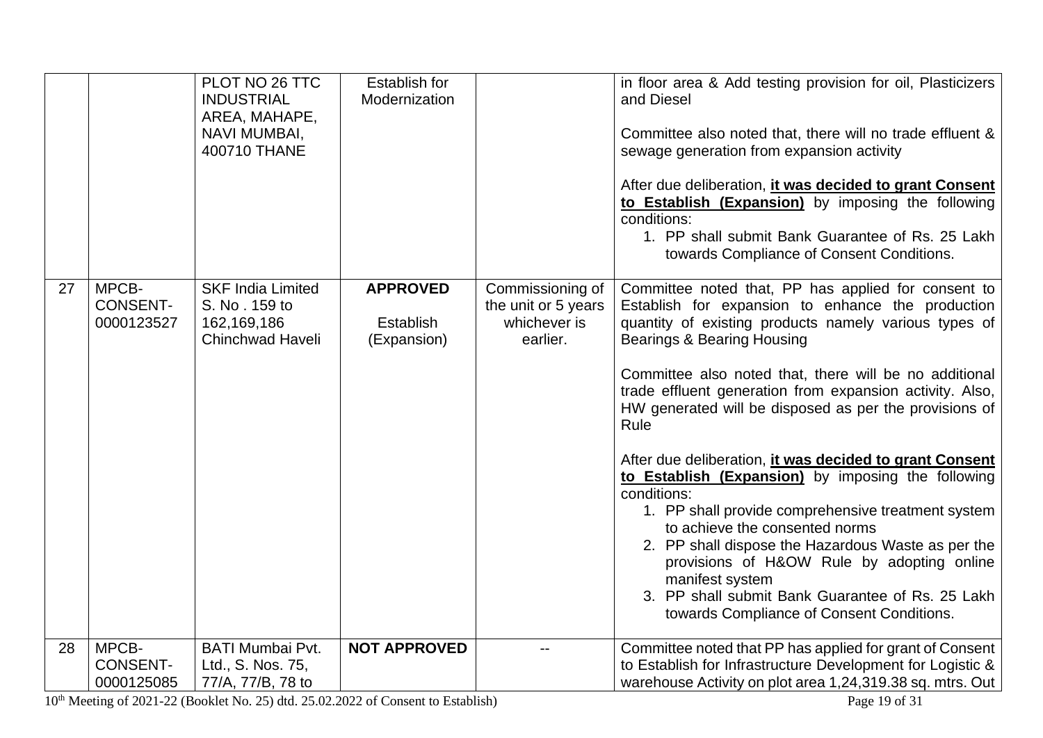| | | | | | |
|---|---|---|---|---|---|
| | | PLOT NO 26 TTC INDUSTRIAL AREA, MAHAPE, NAVI MUMBAI, 400710 THANE | Establish for Modernization | | in floor area & Add testing provision for oil, Plasticizers and Diesel<br><br>Committee also noted that, there will no trade effluent & sewage generation from expansion activity<br><br>After due deliberation, **it was decided to grant Consent to Establish (Expansion)** by imposing the following conditions:<br>1. PP shall submit Bank Guarantee of Rs. 25 Lakh towards Compliance of Consent Conditions. |
| 27 | MPCB-CONSENT-0000123527 | SKF India Limited S. No . 159 to 162,169,186 Chinchwad Haveli | **APPROVED**<br><br>Establish (Expansion) | Commissioning of the unit or 5 years whichever is earlier. | Committee noted that, PP has applied for consent to Establish for expansion to enhance the production quantity of existing products namely various types of Bearings & Bearing Housing<br><br>Committee also noted that, there will be no additional trade effluent generation from expansion activity. Also, HW generated will be disposed as per the provisions of Rule<br><br>After due deliberation, **it was decided to grant Consent to Establish (Expansion)** by imposing the following conditions:<br>1. PP shall provide comprehensive treatment system to achieve the consented norms<br>2. PP shall dispose the Hazardous Waste as per the provisions of H&OW Rule by adopting online manifest system<br>3. PP shall submit Bank Guarantee of Rs. 25 Lakh towards Compliance of Consent Conditions. |
| 28 | MPCB-CONSENT-0000125085 | BATI Mumbai Pvt. Ltd., S. Nos. 75, 77/A, 77/B, 78 to | **NOT APPROVED** | -- | Committee noted that PP has applied for grant of Consent to Establish for Infrastructure Development for Logistic & warehouse Activity on plot area 1,24,319.38 sq. mtrs. Out |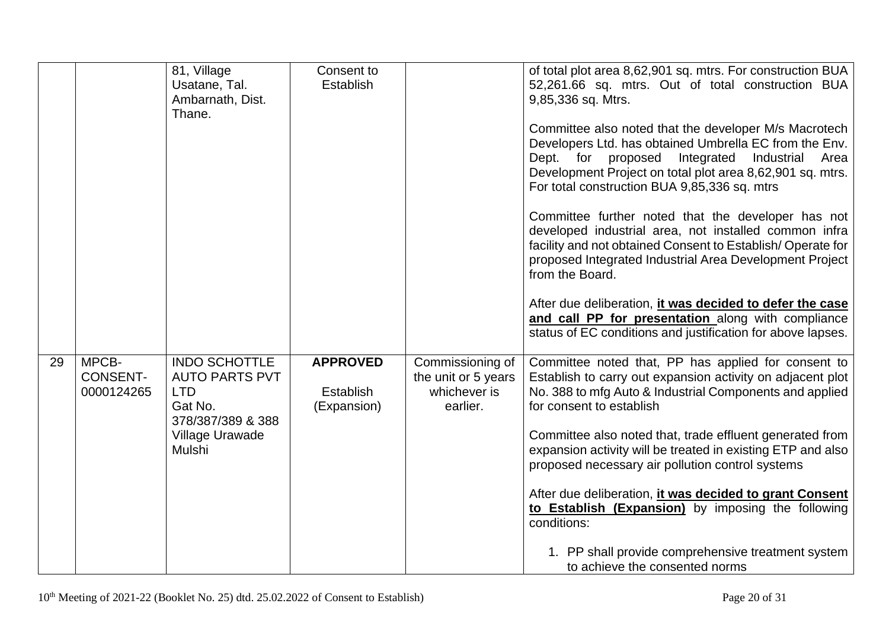| | | | | | |
|---|---|---|---|---|---|
| | | 81, Village Usatane, Tal. Ambarnath, Dist. Thane. | Consent to Establish | | of total plot area 8,62,901 sq. mtrs. For construction BUA 52,261.66 sq. mtrs. Out of total construction BUA 9,85,336 sq. Mtrs.<br><br>Committee also noted that the developer M/s Macrotech Developers Ltd. has obtained Umbrella EC from the Env. Dept. for proposed Integrated Industrial Area Development Project on total plot area 8,62,901 sq. mtrs. For total construction BUA 9,85,336 sq. mtrs<br><br>Committee further noted that the developer has not developed industrial area, not installed common infra facility and not obtained Consent to Establish/ Operate for proposed Integrated Industrial Area Development Project from the Board.<br><br>After due deliberation, **it was decided to defer the case and call PP for presentation** along with compliance status of EC conditions and justification for above lapses. |
| 29 | MPCB-CONSENT-0000124265 | INDO SCHOTTLE AUTO PARTS PVT LTD Gat No. 378/387/389 & 388 Village Urawade Mulshi | **APPROVED**<br><br>Establish (Expansion) | Commissioning of the unit or 5 years whichever is earlier. | Committee noted that, PP has applied for consent to Establish to carry out expansion activity on adjacent plot No. 388 to mfg Auto & Industrial Components and applied for consent to establish<br><br>Committee also noted that, trade effluent generated from expansion activity will be treated in existing ETP and also proposed necessary air pollution control systems<br><br>After due deliberation, **it was decided to grant Consent to Establish (Expansion)** by imposing the following conditions:<br><br>1. PP shall provide comprehensive treatment system to achieve the consented norms |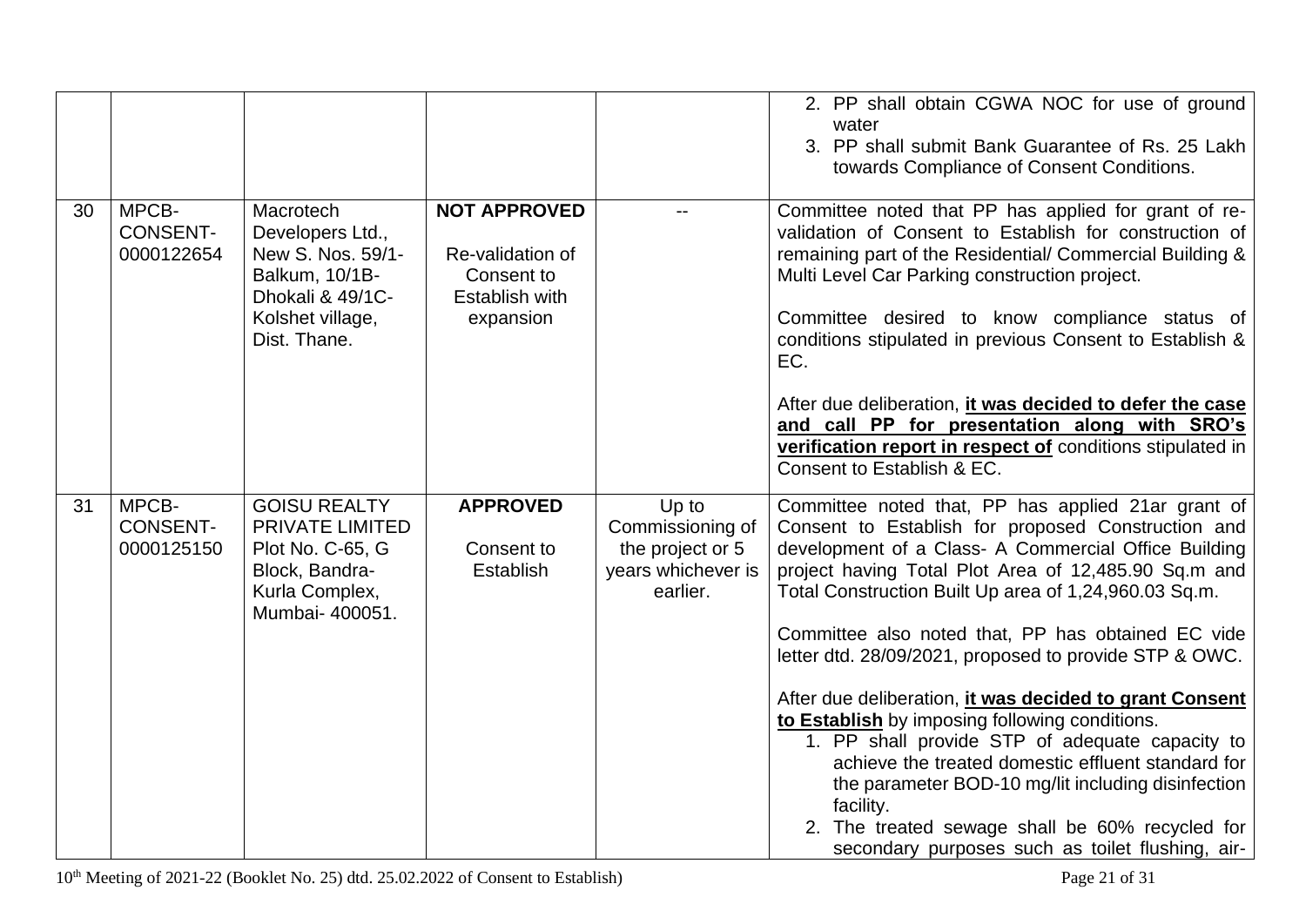| | | | | | |
|---|---|---|---|---|---|
| | | | | | 2. PP shall obtain CGWA NOC for use of ground water<br>3. PP shall submit Bank Guarantee of Rs. 25 Lakh towards Compliance of Consent Conditions. |
| 30 | MPCB-CONSENT-0000122654 | Macrotech Developers Ltd., New S. Nos. 59/1-Balkum, 10/1B-Dhokali & 49/1C-Kolshet village, Dist. Thane. | **NOT APPROVED**<br><br>Re-validation of Consent to Establish with expansion | -- | Committee noted that PP has applied for grant of re-validation of Consent to Establish for construction of remaining part of the Residential/ Commercial Building & Multi Level Car Parking construction project.<br><br>Committee desired to know compliance status of conditions stipulated in previous Consent to Establish & EC.<br><br>After due deliberation, **it was decided to defer the case and call PP for presentation along with SRO's verification report in respect of** conditions stipulated in Consent to Establish & EC. |
| 31 | MPCB-CONSENT-0000125150 | GOISU REALTY PRIVATE LIMITED Plot No. C-65, G Block, Bandra-Kurla Complex, Mumbai- 400051. | **APPROVED**<br><br>Consent to Establish | Up to Commissioning of the project or 5 years whichever is earlier. | Committee noted that, PP has applied 21ar grant of Consent to Establish for proposed Construction and development of a Class- A Commercial Office Building project having Total Plot Area of 12,485.90 Sq.m and Total Construction Built Up area of 1,24,960.03 Sq.m.<br><br>Committee also noted that, PP has obtained EC vide letter dtd. 28/09/2021, proposed to provide STP & OWC.<br><br>After due deliberation, **it was decided to grant Consent to Establish** by imposing following conditions.<br>1. PP shall provide STP of adequate capacity to achieve the treated domestic effluent standard for the parameter BOD-10 mg/lit including disinfection facility.<br>2. The treated sewage shall be 60% recycled for secondary purposes such as toilet flushing, air- |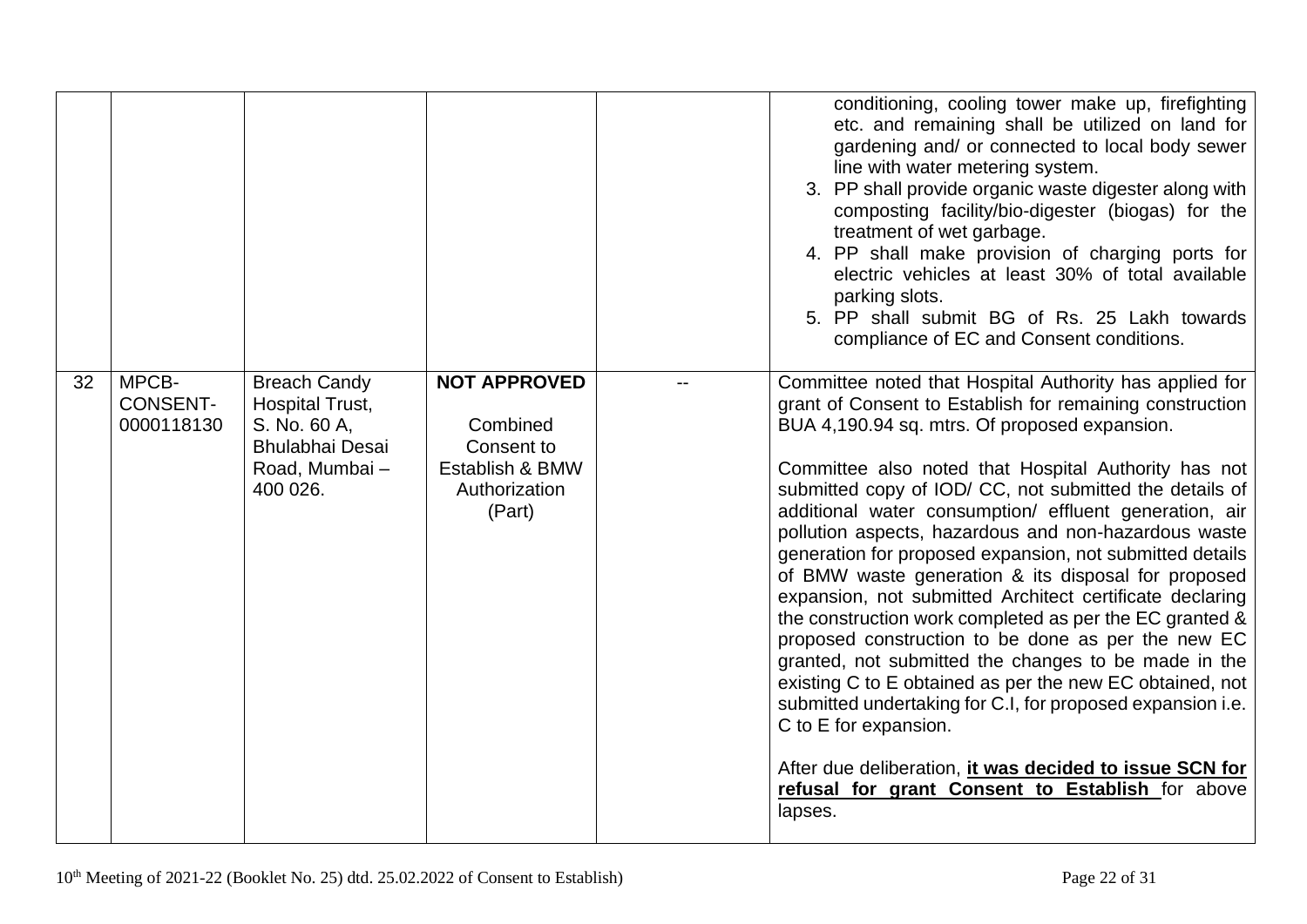| | | | | | |
|---|---|---|---|---|---|
| | | | | | conditioning, cooling tower make up, firefighting etc. and remaining shall be utilized on land for gardening and/ or connected to local body sewer line with water metering system.<br>3. PP shall provide organic waste digester along with composting facility/bio-digester (biogas) for the treatment of wet garbage.<br>4. PP shall make provision of charging ports for electric vehicles at least 30% of total available parking slots.<br>5. PP shall submit BG of Rs. 25 Lakh towards compliance of EC and Consent conditions. |
| 32 | MPCB-CONSENT-0000118130 | Breach Candy Hospital Trust, S. No. 60 A, Bhulabhai Desai Road, Mumbai – 400 026. | **NOT APPROVED**<br><br>Combined Consent to Establish & BMW Authorization (Part) | -- | Committee noted that Hospital Authority has applied for grant of Consent to Establish for remaining construction BUA 4,190.94 sq. mtrs. Of proposed expansion.<br><br>Committee also noted that Hospital Authority has not submitted copy of IOD/ CC, not submitted the details of additional water consumption/ effluent generation, air pollution aspects, hazardous and non-hazardous waste generation for proposed expansion, not submitted details of BMW waste generation & its disposal for proposed expansion, not submitted Architect certificate declaring the construction work completed as per the EC granted & proposed construction to be done as per the new EC granted, not submitted the changes to be made in the existing C to E obtained as per the new EC obtained, not submitted undertaking for C.I, for proposed expansion i.e. C to E for expansion.<br><br>After due deliberation, **it was decided to issue SCN for refusal for grant Consent to Establish** for above lapses. |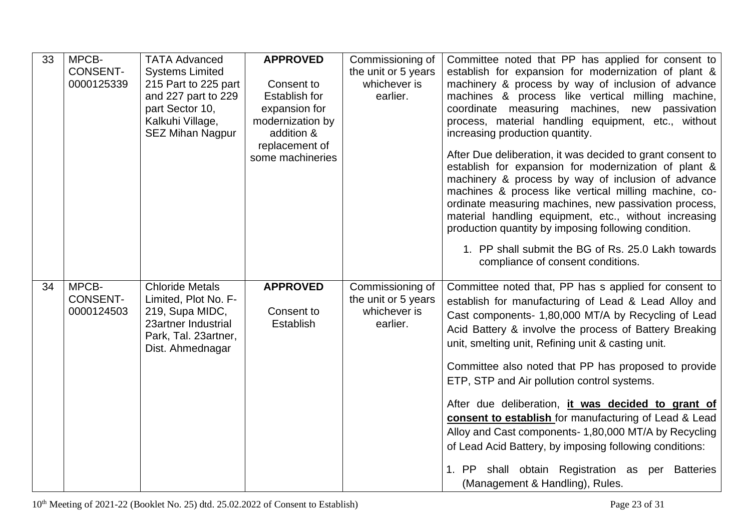| 33 | MPCB-CONSENT-0000125339 | TATA Advanced Systems Limited 215 Part to 225 part and 227 part to 229 part Sector 10, Kalkuhi Village, SEZ Mihan Nagpur | **APPROVED**<br><br>Consent to Establish for expansion for modernization by addition & replacement of some machineries | Commissioning of the unit or 5 years whichever is earlier. | Committee noted that PP has applied for consent to establish for expansion for modernization of plant & machinery & process by way of inclusion of advance machines & process like vertical milling machine, coordinate measuring machines, new passivation process, material handling equipment, etc., without increasing production quantity.<br><br>After Due deliberation, it was decided to grant consent to establish for expansion for modernization of plant & machinery & process by way of inclusion of advance machines & process like vertical milling machine, co-ordinate measuring machines, new passivation process, material handling equipment, etc., without increasing production quantity by imposing following condition.<br><br>1. PP shall submit the BG of Rs. 25.0 Lakh towards compliance of consent conditions. |
|---|---|---|---|---|---|
| 34 | MPCB-CONSENT-0000124503 | Chloride Metals Limited, Plot No. F-219, Supa MIDC, 23artner Industrial Park, Tal. 23artner, Dist. Ahmednagar | **APPROVED**<br><br>Consent to Establish | Commissioning of the unit or 5 years whichever is earlier. | Committee noted that, PP has s applied for consent to establish for manufacturing of Lead & Lead Alloy and Cast components- 1,80,000 MT/A by Recycling of Lead Acid Battery & involve the process of Battery Breaking unit, smelting unit, Refining unit & casting unit.<br><br>Committee also noted that PP has proposed to provide ETP, STP and Air pollution control systems.<br><br>After due deliberation, **it was decided to grant of consent to establish** for manufacturing of Lead & Lead Alloy and Cast components- 1,80,000 MT/A by Recycling of Lead Acid Battery, by imposing following conditions:<br><br>1. PP shall obtain Registration as per Batteries (Management & Handling), Rules. |

10th Meeting of 2021-22 (Booklet No. 25) dtd. 25.02.2022 of Consent to Establish)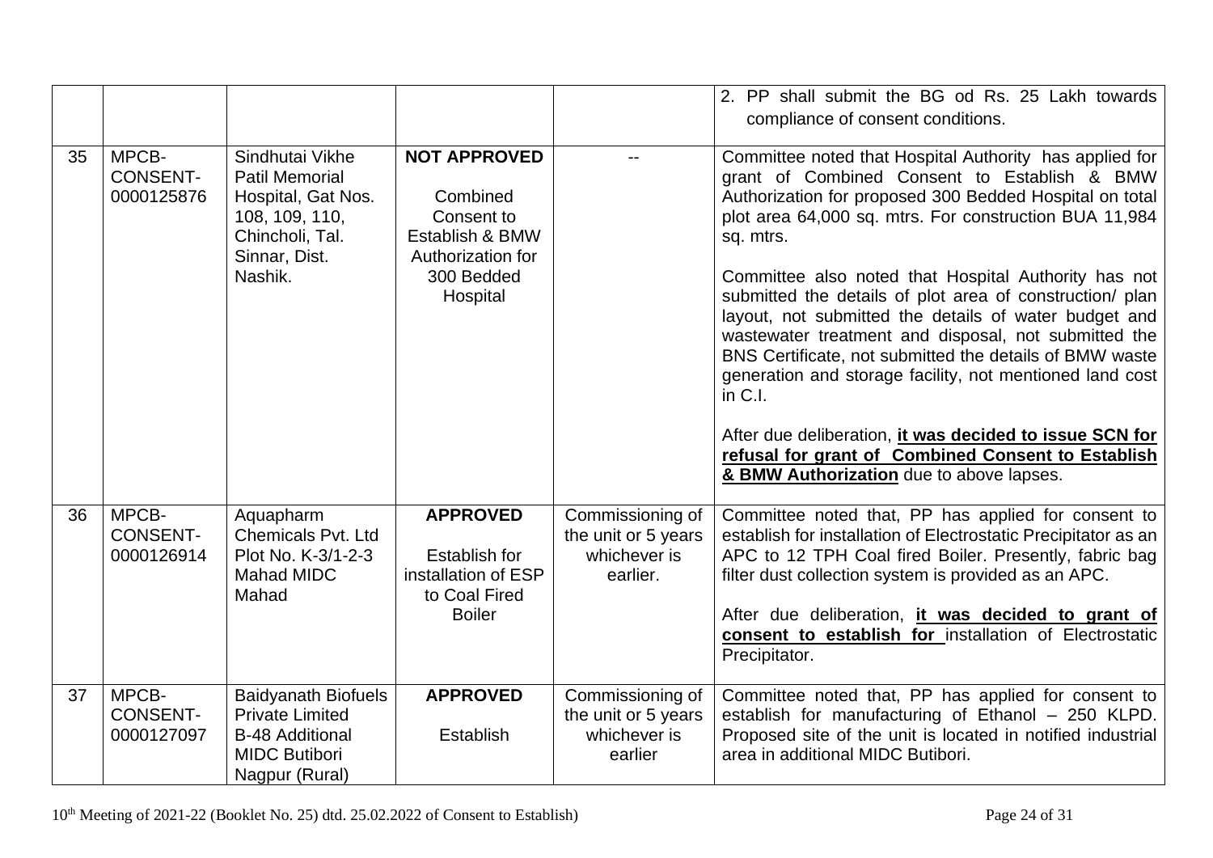| | | | | | |
|---|---|---|---|---|---|
| | | | | | 2. PP shall submit the BG od Rs. 25 Lakh towards compliance of consent conditions. |
| 35 | MPCB-CONSENT-0000125876 | Sindhutai Vikhe Patil Memorial Hospital, Gat Nos. 108, 109, 110, Chincholi, Tal. Sinnar, Dist. Nashik. | **NOT APPROVED**<br><br>Combined Consent to Establish & BMW Authorization for 300 Bedded Hospital | -- | Committee noted that Hospital Authority has applied for grant of Combined Consent to Establish & BMW Authorization for proposed 300 Bedded Hospital on total plot area 64,000 sq. mtrs. For construction BUA 11,984 sq. mtrs.<br><br>Committee also noted that Hospital Authority has not submitted the details of plot area of construction/ plan layout, not submitted the details of water budget and wastewater treatment and disposal, not submitted the BNS Certificate, not submitted the details of BMW waste generation and storage facility, not mentioned land cost in C.I.<br><br>After due deliberation, **it was decided to issue SCN for refusal for grant of Combined Consent to Establish & BMW Authorization** due to above lapses. |
| 36 | MPCB-CONSENT-0000126914 | Aquapharm Chemicals Pvt. Ltd Plot No. K-3/1-2-3 Mahad MIDC Mahad | **APPROVED**<br><br>Establish for installation of ESP to Coal Fired Boiler | Commissioning of the unit or 5 years whichever is earlier. | Committee noted that, PP has applied for consent to establish for installation of Electrostatic Precipitator as an APC to 12 TPH Coal fired Boiler. Presently, fabric bag filter dust collection system is provided as an APC.<br><br>After due deliberation, **it was decided to grant of consent to establish for** installation of Electrostatic Precipitator. |
| 37 | MPCB-CONSENT-0000127097 | Baidyanath Biofuels Private Limited B-48 Additional MIDC Butibori Nagpur (Rural) | **APPROVED**<br><br>Establish | Commissioning of the unit or 5 years whichever is earlier | Committee noted that, PP has applied for consent to establish for manufacturing of Ethanol – 250 KLPD. Proposed site of the unit is located in notified industrial area in additional MIDC Butibori. |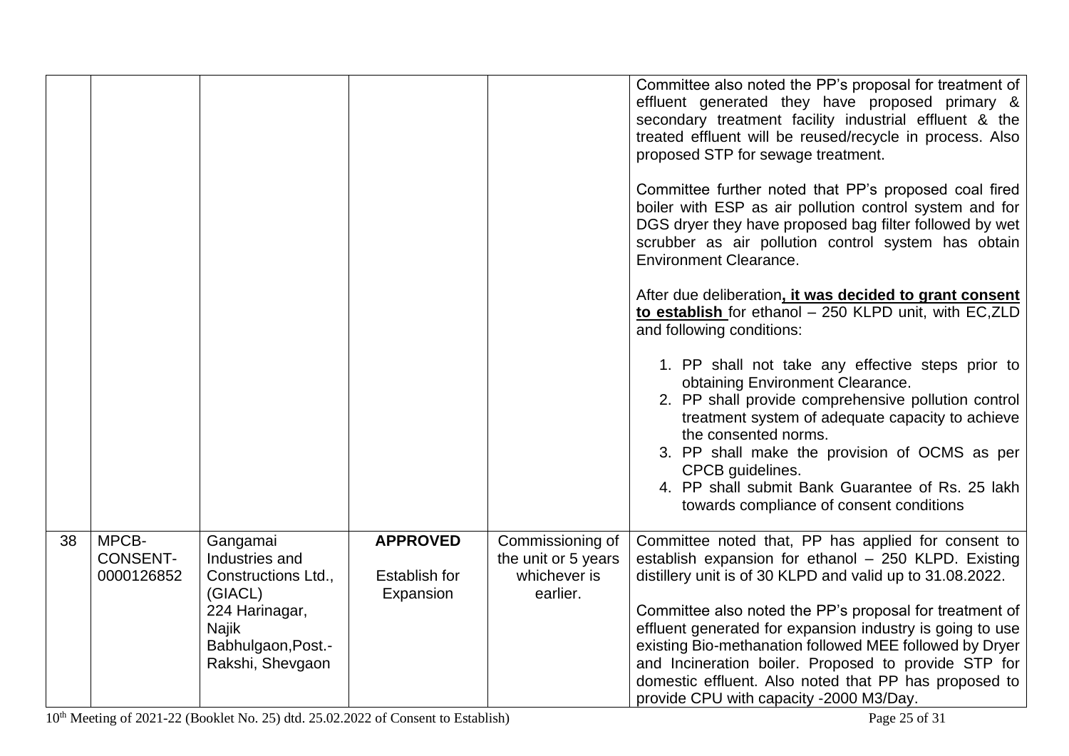| | | | | | |
|---|---|---|---|---|---|
| | | | | | Committee also noted the PP's proposal for treatment of effluent generated they have proposed primary & secondary treatment facility industrial effluent & the treated effluent will be reused/recycle in process. Also proposed STP for sewage treatment.<br><br>Committee further noted that PP's proposed coal fired boiler with ESP as air pollution control system and for DGS dryer they have proposed bag filter followed by wet scrubber as air pollution control system has obtain Environment Clearance.<br><br>After due deliberation**, it was decided to grant consent to establish** for ethanol – 250 KLPD unit, with EC,ZLD and following conditions:<br><br>1. PP shall not take any effective steps prior to obtaining Environment Clearance.<br>2. PP shall provide comprehensive pollution control treatment system of adequate capacity to achieve the consented norms.<br>3. PP shall make the provision of OCMS as per CPCB guidelines.<br>4. PP shall submit Bank Guarantee of Rs. 25 lakh towards compliance of consent conditions |
| 38 | MPCB-CONSENT-0000126852 | Gangamai Industries and Constructions Ltd., (GIACL) 224 Harinagar, Najik Babhulgaon,Post.-Rakshi, Shevgaon | **APPROVED**<br><br>Establish for Expansion | Commissioning of the unit or 5 years whichever is earlier. | Committee noted that, PP has applied for consent to establish expansion for ethanol – 250 KLPD. Existing distillery unit is of 30 KLPD and valid up to 31.08.2022.<br><br>Committee also noted the PP's proposal for treatment of effluent generated for expansion industry is going to use existing Bio-methanation followed MEE followed by Dryer and Incineration boiler. Proposed to provide STP for domestic effluent. Also noted that PP has proposed to provide CPU with capacity -2000 M3/Day. |

10th Meeting of 2021-22 (Booklet No. 25) dtd. 25.02.2022 of Consent to Establish)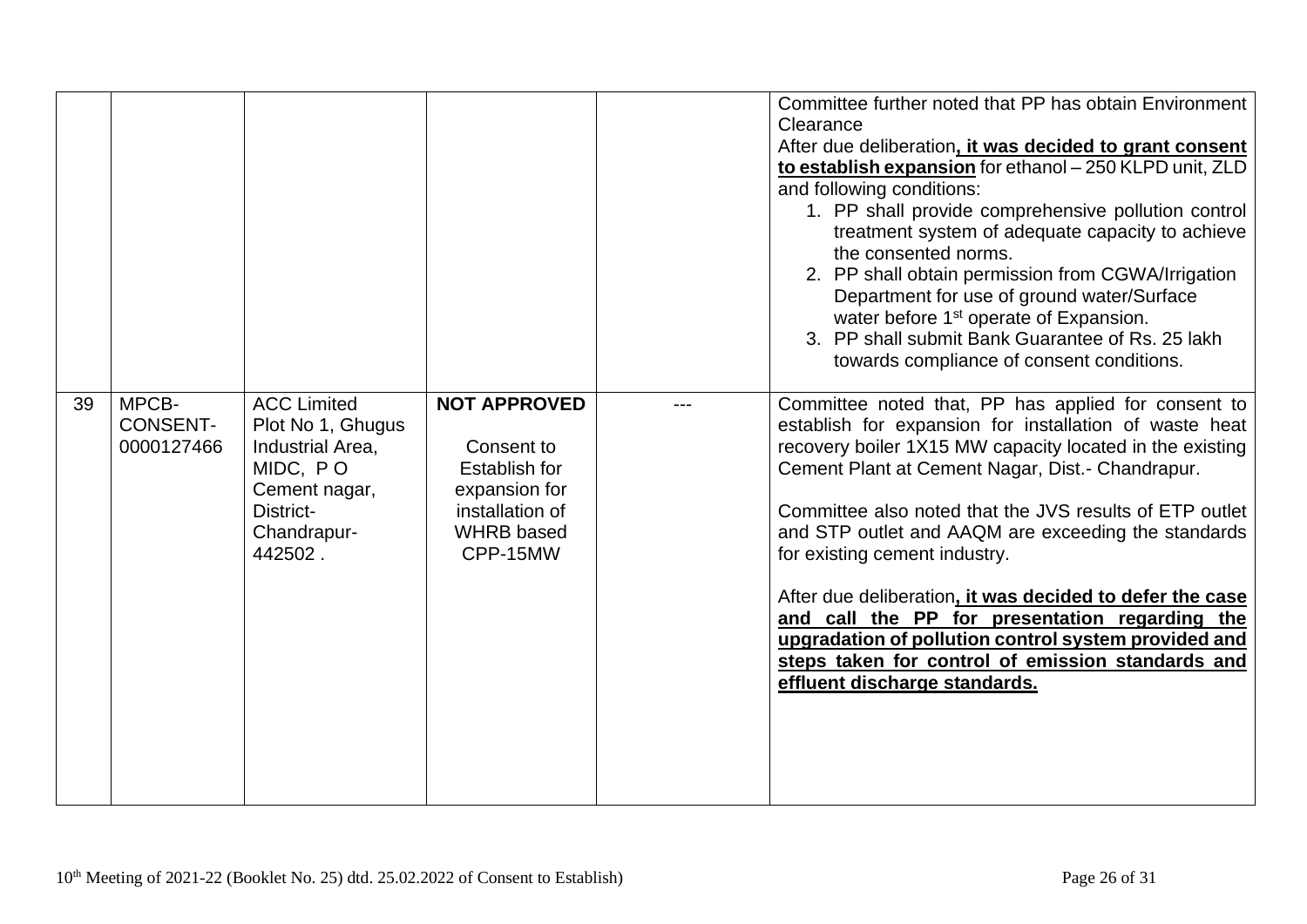| | | | | | |
|---|---|---|---|---|---|
| | | | | | Committee further noted that PP has obtain Environment Clearance<br>After due deliberation**, it was decided to grant consent to establish expansion** for ethanol – 250 KLPD unit, ZLD and following conditions:<br>1. PP shall provide comprehensive pollution control treatment system of adequate capacity to achieve the consented norms.<br>2. PP shall obtain permission from CGWA/Irrigation Department for use of ground water/Surface water before 1st operate of Expansion.<br>3. PP shall submit Bank Guarantee of Rs. 25 lakh towards compliance of consent conditions. |
| 39 | MPCB-CONSENT-0000127466 | ACC Limited Plot No 1, Ghugus Industrial Area, MIDC, P O Cement nagar, District-Chandrapur-442502 . | **NOT APPROVED**<br><br>Consent to Establish for expansion for installation of WHRB based CPP-15MW | --- | Committee noted that, PP has applied for consent to establish for expansion for installation of waste heat recovery boiler 1X15 MW capacity located in the existing Cement Plant at Cement Nagar, Dist.- Chandrapur.<br><br>Committee also noted that the JVS results of ETP outlet and STP outlet and AAQM are exceeding the standards for existing cement industry.<br><br>After due deliberation**, it was decided to defer the case and call the PP for presentation regarding the upgradation of pollution control system provided and steps taken for control of emission standards and effluent discharge standards.** |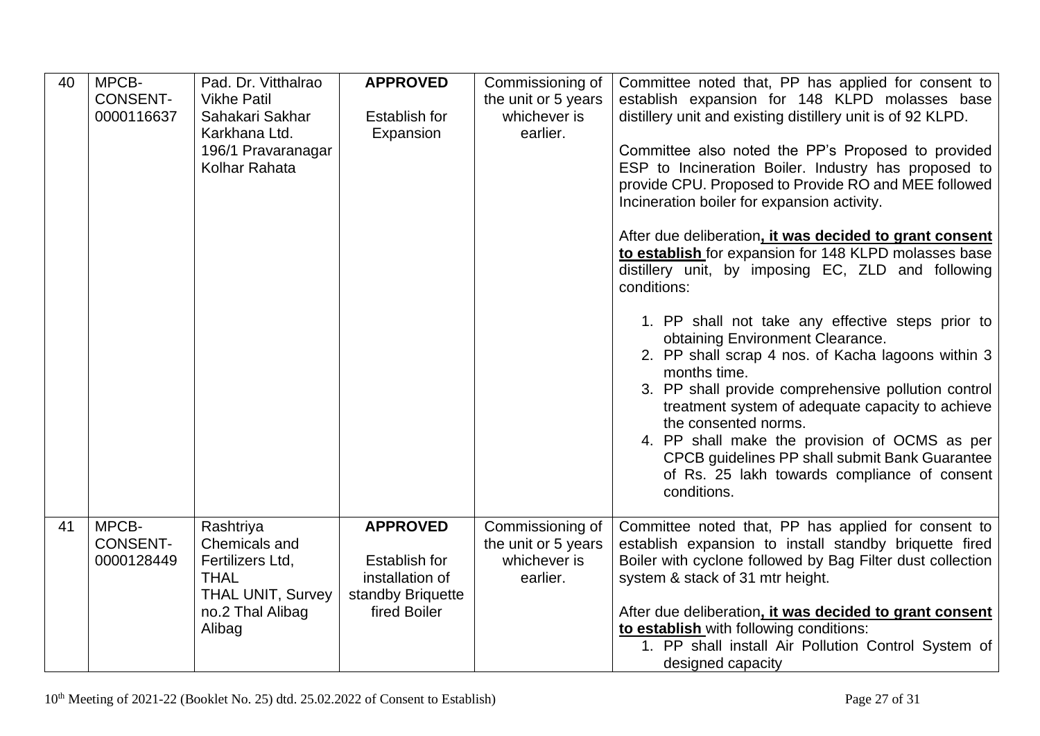| 40 | MPCB-CONSENT-0000116637 | Pad. Dr. Vitthalrao Vikhe Patil Sahakari Sakhar Karkhana Ltd. 196/1 Pravaranagar Kolhar Rahata | **APPROVED**<br><br>Establish for Expansion | Commissioning of the unit or 5 years whichever is earlier. | Committee noted that, PP has applied for consent to establish expansion for 148 KLPD molasses base distillery unit and existing distillery unit is of 92 KLPD.<br><br>Committee also noted the PP's Proposed to provided ESP to Incineration Boiler. Industry has proposed to provide CPU. Proposed to Provide RO and MEE followed Incineration boiler for expansion activity.<br><br>After due deliberation**, it was decided to grant consent to establish** for expansion for 148 KLPD molasses base distillery unit, by imposing EC, ZLD and following conditions:<br><br>1. PP shall not take any effective steps prior to obtaining Environment Clearance.<br>2. PP shall scrap 4 nos. of Kacha lagoons within 3 months time.<br>3. PP shall provide comprehensive pollution control treatment system of adequate capacity to achieve the consented norms.<br>4. PP shall make the provision of OCMS as per CPCB guidelines PP shall submit Bank Guarantee of Rs. 25 lakh towards compliance of consent conditions. |
|---|---|---|---|---|---|
| 41 | MPCB-CONSENT-0000128449 | Rashtriya Chemicals and Fertilizers Ltd, THAL THAL UNIT, Survey no.2 Thal Alibag Alibag | **APPROVED**<br><br>Establish for installation of standby Briquette fired Boiler | Commissioning of the unit or 5 years whichever is earlier. | Committee noted that, PP has applied for consent to establish expansion to install standby briquette fired Boiler with cyclone followed by Bag Filter dust collection system & stack of 31 mtr height.<br><br>After due deliberation**, it was decided to grant consent to establish** with following conditions:<br>1. PP shall install Air Pollution Control System of designed capacity |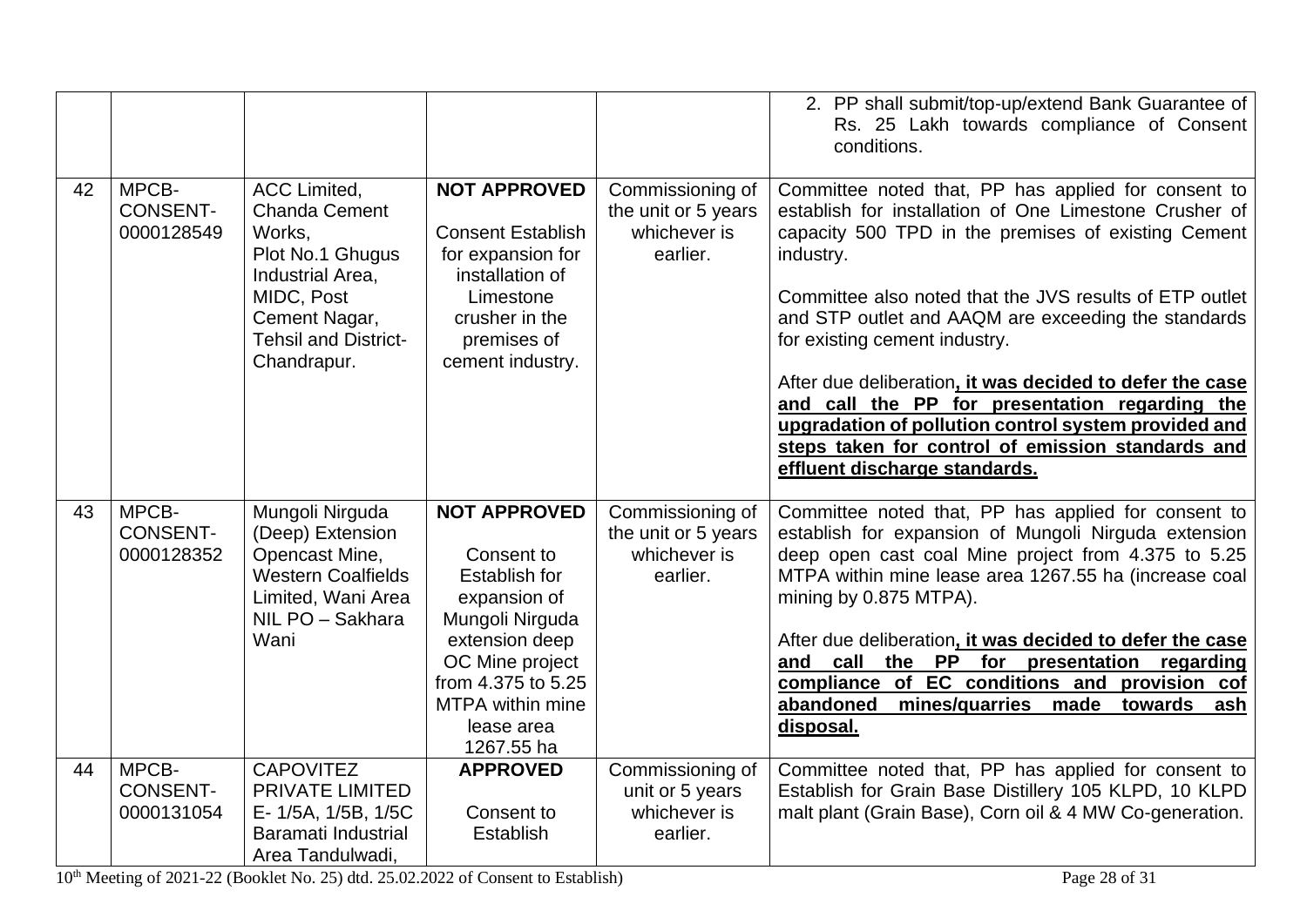| | | | | | |
|---|---|---|---|---|---|
| | | | | | 2. PP shall submit/top-up/extend Bank Guarantee of Rs. 25 Lakh towards compliance of Consent conditions. |
| 42 | MPCB-CONSENT-0000128549 | ACC Limited, Chanda Cement Works, Plot No.1 Ghugus Industrial Area, MIDC, Post Cement Nagar, Tehsil and District-Chandrapur. | **NOT APPROVED**<br><br>Consent Establish for expansion for installation of Limestone crusher in the premises of cement industry. | Commissioning of the unit or 5 years whichever is earlier. | Committee noted that, PP has applied for consent to establish for installation of One Limestone Crusher of capacity 500 TPD in the premises of existing Cement industry.<br><br>Committee also noted that the JVS results of ETP outlet and STP outlet and AAQM are exceeding the standards for existing cement industry.<br><br>After due deliberation**, it was decided to defer the case and call the PP for presentation regarding the upgradation of pollution control system provided and steps taken for control of emission standards and effluent discharge standards.** |
| 43 | MPCB-CONSENT-0000128352 | Mungoli Nirguda (Deep) Extension Opencast Mine, Western Coalfields Limited, Wani Area NIL PO – Sakhara Wani | **NOT APPROVED**<br><br>Consent to Establish for expansion of Mungoli Nirguda extension deep OC Mine project from 4.375 to 5.25 MTPA within mine lease area 1267.55 ha | Commissioning of the unit or 5 years whichever is earlier. | Committee noted that, PP has applied for consent to establish for expansion of Mungoli Nirguda extension deep open cast coal Mine project from 4.375 to 5.25 MTPA within mine lease area 1267.55 ha (increase coal mining by 0.875 MTPA).<br><br>After due deliberation**, it was decided to defer the case and call the PP for presentation regarding compliance of EC conditions and provision cof abandoned mines/quarries made towards ash disposal.** |
| 44 | MPCB-CONSENT-0000131054 | CAPOVITEZ PRIVATE LIMITED E- 1/5A, 1/5B, 1/5C Baramati Industrial Area Tandulwadi, | **APPROVED**<br><br>Consent to Establish | Commissioning of unit or 5 years whichever is earlier. | Committee noted that, PP has applied for consent to Establish for Grain Base Distillery 105 KLPD, 10 KLPD malt plant (Grain Base), Corn oil & 4 MW Co-generation. |

10th Meeting of 2021-22 (Booklet No. 25) dtd. 25.02.2022 of Consent to Establish)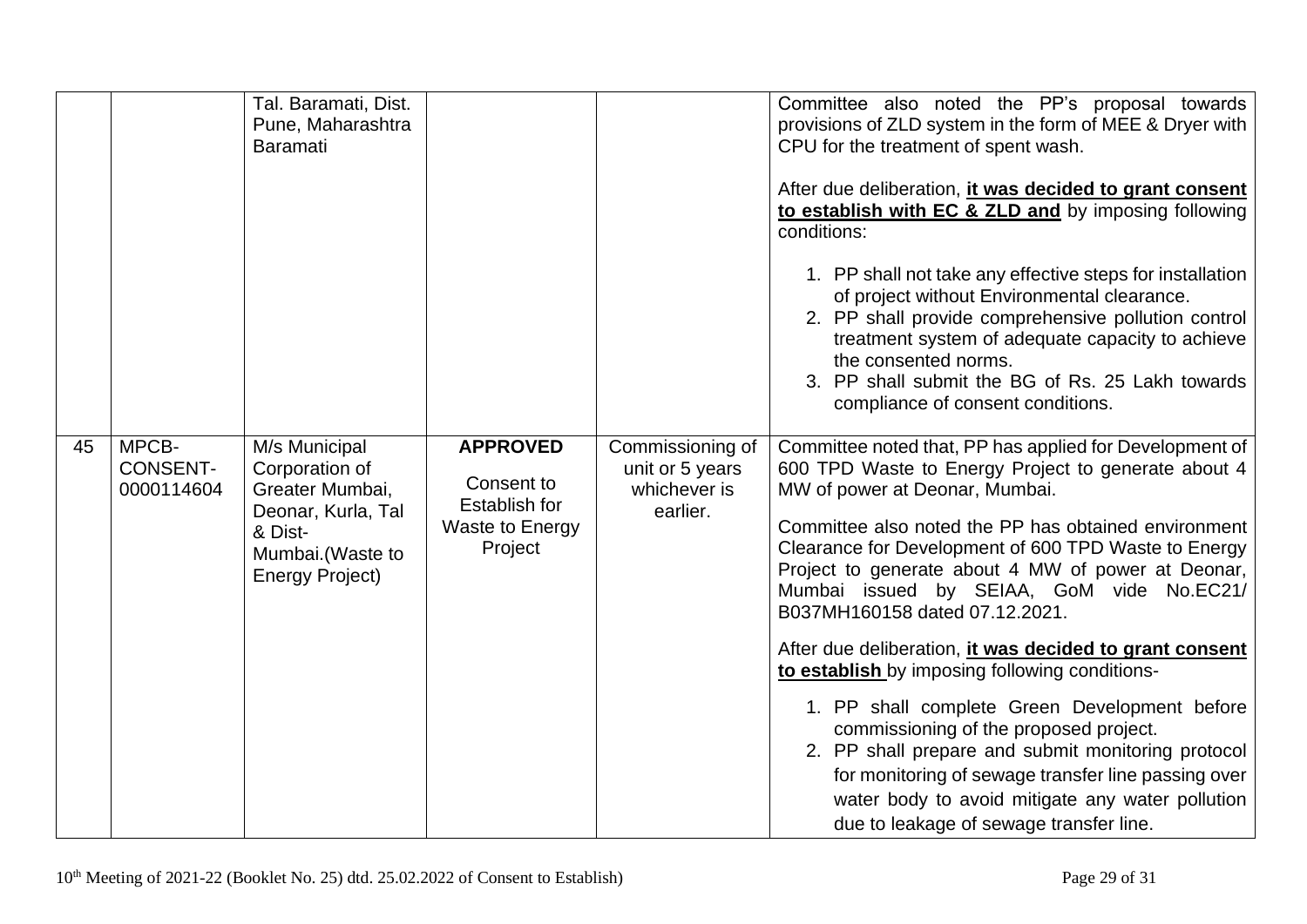| | | | | | |
|---|---|---|---|---|---|
| | | Tal. Baramati, Dist. Pune, Maharashtra Baramati | | | Committee also noted the PP's proposal towards provisions of ZLD system in the form of MEE & Dryer with CPU for the treatment of spent wash.<br><br>After due deliberation, **it was decided to grant consent to establish with EC & ZLD and** by imposing following conditions:<br><br>1. PP shall not take any effective steps for installation of project without Environmental clearance.<br>2. PP shall provide comprehensive pollution control treatment system of adequate capacity to achieve the consented norms.<br>3. PP shall submit the BG of Rs. 25 Lakh towards compliance of consent conditions. |
| 45 | MPCB-CONSENT-0000114604 | M/s Municipal Corporation of Greater Mumbai, Deonar, Kurla, Tal & Dist-Mumbai.(Waste to Energy Project) | **APPROVED**<br><br>Consent to Establish for Waste to Energy Project | Commissioning of unit or 5 years whichever is earlier. | Committee noted that, PP has applied for Development of 600 TPD Waste to Energy Project to generate about 4 MW of power at Deonar, Mumbai.<br><br>Committee also noted the PP has obtained environment Clearance for Development of 600 TPD Waste to Energy Project to generate about 4 MW of power at Deonar, Mumbai issued by SEIAA, GoM vide No.EC21/ B037MH160158 dated 07.12.2021.<br><br>After due deliberation, **it was decided to grant consent to establish** by imposing following conditions-<br><br>1. PP shall complete Green Development before commissioning of the proposed project.<br>2. PP shall prepare and submit monitoring protocol for monitoring of sewage transfer line passing over water body to avoid mitigate any water pollution due to leakage of sewage transfer line. |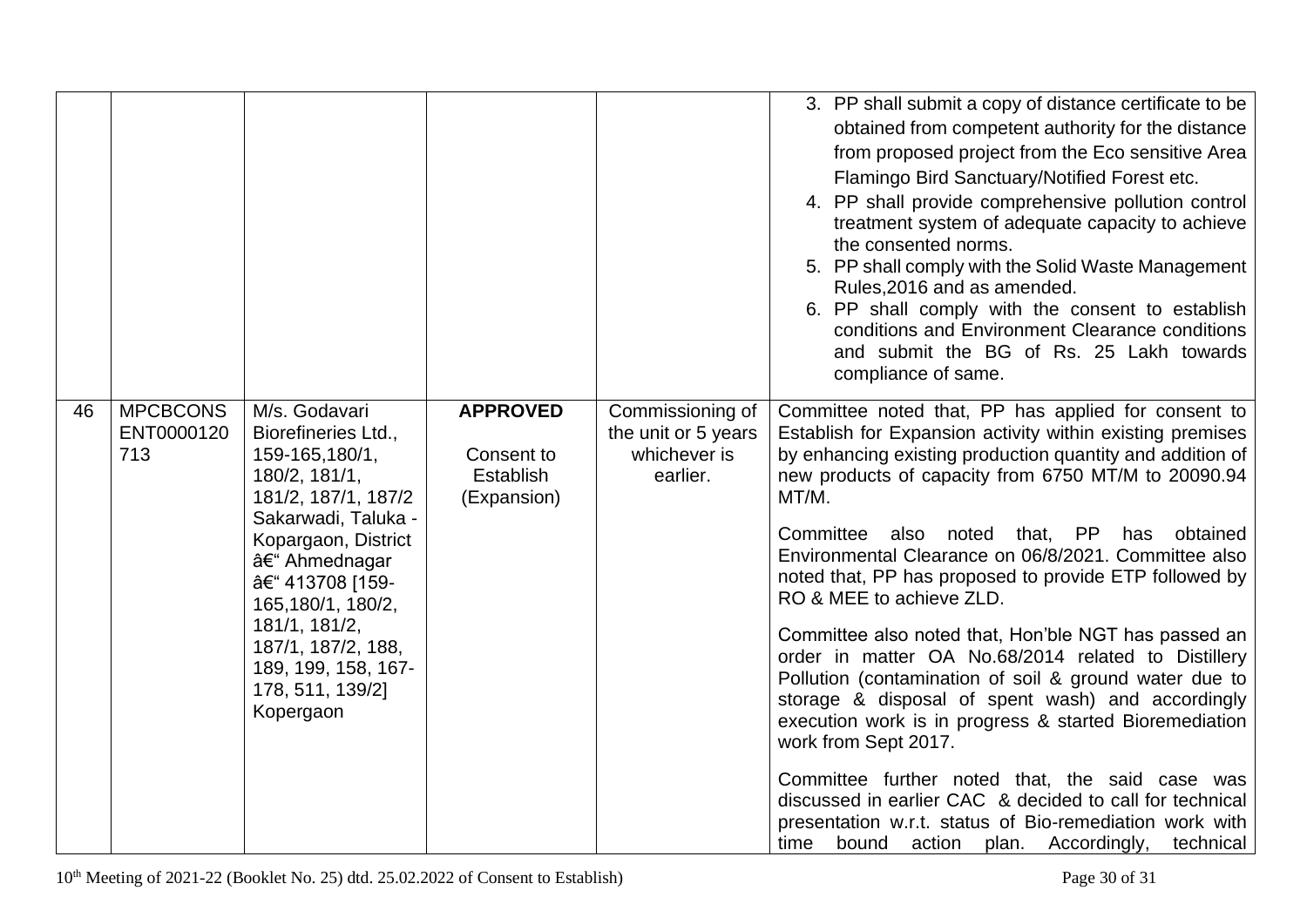| | | | | | |
|---|---|---|---|---|---|
| | | | | | 3. PP shall submit a copy of distance certificate to be obtained from competent authority for the distance from proposed project from the Eco sensitive Area Flamingo Bird Sanctuary/Notified Forest etc.<br>4. PP shall provide comprehensive pollution control treatment system of adequate capacity to achieve the consented norms.<br>5. PP shall comply with the Solid Waste Management Rules,2016 and as amended.<br>6. PP shall comply with the consent to establish conditions and Environment Clearance conditions and submit the BG of Rs. 25 Lakh towards compliance of same. |
| 46 | MPCBCONSENT0000120713 | M/s. Godavari Biorefineries Ltd., 159-165,180/1, 180/2, 181/1, 181/2, 187/1, 187/2 Sakarwadi, Taluka - Kopargaon, District â€“ Ahmednagar â€“ 413708 [159-165,180/1, 180/2, 181/1, 181/2, 187/1, 187/2, 188, 189, 199, 158, 167-178, 511, 139/2] Kopergaon | **APPROVED**<br><br>Consent to Establish (Expansion) | Commissioning of the unit or 5 years whichever is earlier. | Committee noted that, PP has applied for consent to Establish for Expansion activity within existing premises by enhancing existing production quantity and addition of new products of capacity from 6750 MT/M to 20090.94 MT/M.<br><br>Committee also noted that, PP has obtained Environmental Clearance on 06/8/2021. Committee also noted that, PP has proposed to provide ETP followed by RO & MEE to achieve ZLD.<br><br>Committee also noted that, Hon'ble NGT has passed an order in matter OA No.68/2014 related to Distillery Pollution (contamination of soil & ground water due to storage & disposal of spent wash) and accordingly execution work is in progress & started Bioremediation work from Sept 2017.<br><br>Committee further noted that, the said case was discussed in earlier CAC & decided to call for technical presentation w.r.t. status of Bio-remediation work with time bound action plan. Accordingly, technical |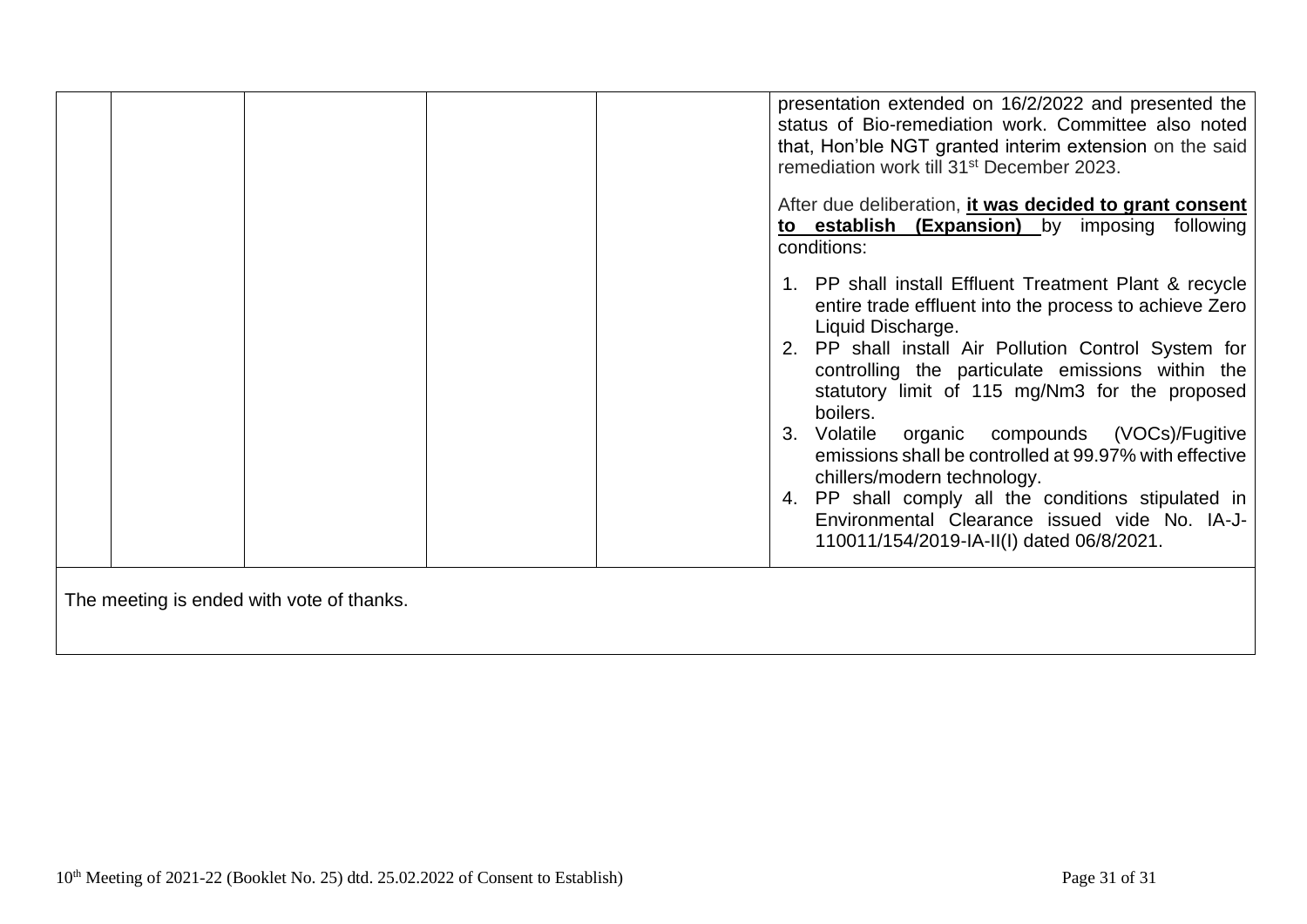| | | | | | |
|---|---|---|---|---|---|
| | | | | | presentation extended on 16/2/2022 and presented the status of Bio-remediation work. Committee also noted that, Hon'ble NGT granted interim extension on the said remediation work till 31st December 2023.<br><br>After due deliberation, **it was decided to grant consent to establish (Expansion)** by imposing following conditions:<br><br>1. PP shall install Effluent Treatment Plant & recycle entire trade effluent into the process to achieve Zero Liquid Discharge.<br>2. PP shall install Air Pollution Control System for controlling the particulate emissions within the statutory limit of 115 mg/Nm3 for the proposed boilers.<br>3. Volatile organic compounds (VOCs)/Fugitive emissions shall be controlled at 99.97% with effective chillers/modern technology.<br>4. PP shall comply all the conditions stipulated in Environmental Clearance issued vide No. IA-J-110011/154/2019-IA-II(I) dated 06/8/2021. |

The meeting is ended with vote of thanks.